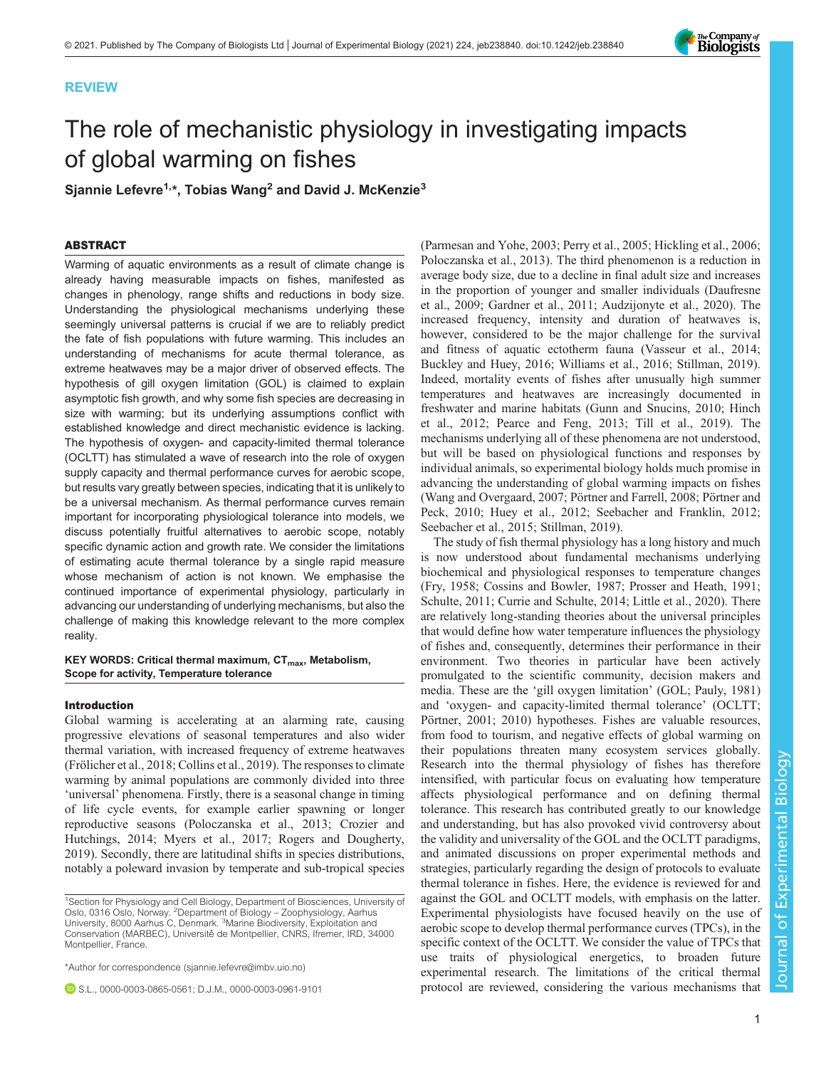REVIEW

# The role of mechanistic physiology in investigating impacts of global warming on fishes

Sjannie Lefevre[1,*], Tobias Wang[2] and David J. McKenzie[3]

## ABSTRACT

Warming of aquatic environments as a result of climate change is already having measurable impacts on fishes, manifested as changes in phenology, range shifts and reductions in body size. Understanding the physiological mechanisms underlying these seemingly universal patterns is crucial if we are to reliably predict the fate of fish populations with future warming. This includes an understanding of mechanisms for acute thermal tolerance, as extreme heatwaves may be a major driver of observed effects. The hypothesis of gill oxygen limitation (GOL) is claimed to explain asymptotic fish growth, and why some fish species are decreasing in size with warming; but its underlying assumptions conflict with established knowledge and direct mechanistic evidence is lacking. The hypothesis of oxygen- and capacity-limited thermal tolerance (OCLTT) has stimulated a wave of research into the role of oxygen supply capacity and thermal performance curves for aerobic scope, but results vary greatly between species, indicating that it is unlikely to be a universal mechanism. As thermal performance curves remain important for incorporating physiological tolerance into models, we discuss potentially fruitful alternatives to aerobic scope, notably specific dynamic action and growth rate. We consider the limitations of estimating acute thermal tolerance by a single rapid measure whose mechanism of action is not known. We emphasise the continued importance of experimental physiology, particularly in advancing our understanding of underlying mechanisms, but also the challenge of making this knowledge relevant to the more complex reality.

**KEY WORDS: Critical thermal maximum, $CT_{max}$, Metabolism, Scope for activity, Temperature tolerance**

## Introduction

Global warming is accelerating at an alarming rate, causing progressive elevations of seasonal temperatures and also wider thermal variation, with increased frequency of extreme heatwaves (Frölicher et al., 2018; Collins et al., 2019). The responses to climate warming by animal populations are commonly divided into three 'universal' phenomena. Firstly, there is a seasonal change in timing of life cycle events, for example earlier spawning or longer reproductive seasons (Poloczanska et al., 2013; Crozier and Hutchings, 2014; Myers et al., 2017; Rogers and Dougherty, 2019). Secondly, there are latitudinal shifts in species distributions, notably a poleward invasion by temperate and sub-tropical species (Parmesan and Yohe, 2003; Perry et al., 2005; Hickling et al., 2006; Poloczanska et al., 2013). The third phenomenon is a reduction in average body size, due to a decline in final adult size and increases in the proportion of younger and smaller individuals (Daufresne et al., 2009; Gardner et al., 2011; Audzijonyte et al., 2020). The increased frequency, intensity and duration of heatwaves is, however, considered to be the major challenge for the survival and fitness of aquatic ectotherm fauna (Vasseur et al., 2014; Buckley and Huey, 2016; Williams et al., 2016; Stillman, 2019). Indeed, mortality events of fishes after unusually high summer temperatures and heatwaves are increasingly documented in freshwater and marine habitats (Gunn and Snucins, 2010; Hinch et al., 2012; Pearce and Feng, 2013; Till et al., 2019). The mechanisms underlying all of these phenomena are not understood, but will be based on physiological functions and responses by individual animals, so experimental biology holds much promise in advancing the understanding of global warming impacts on fishes (Wang and Overgaard, 2007; Pörtner and Farrell, 2008; Pörtner and Peck, 2010; Huey et al., 2012; Seebacher and Franklin, 2012; Seebacher et al., 2015; Stillman, 2019).

The study of fish thermal physiology has a long history and much is now understood about fundamental mechanisms underlying biochemical and physiological responses to temperature changes (Fry, 1958; Cossins and Bowler, 1987; Prosser and Heath, 1991; Schulte, 2011; Currie and Schulte, 2014; Little et al., 2020). There are relatively long-standing theories about the universal principles that would define how water temperature influences the physiology of fishes and, consequently, determines their performance in their environment. Two theories in particular have been actively promulgated to the scientific community, decision makers and media. These are the 'gill oxygen limitation' (GOL; Pauly, 1981) and 'oxygen- and capacity-limited thermal tolerance' (OCLTT; Pörtner, 2001; 2010) hypotheses. Fishes are valuable resources, from food to tourism, and negative effects of global warming on their populations threaten many ecosystem services globally. Research into the thermal physiology of fishes has therefore intensified, with particular focus on evaluating how temperature affects physiological performance and on defining thermal tolerance. This research has contributed greatly to our knowledge and understanding, but has also provoked vivid controversy about the validity and universality of the GOL and the OCLTT paradigms, and animated discussions on proper experimental methods and strategies, particularly regarding the design of protocols to evaluate thermal tolerance in fishes. Here, the evidence is reviewed for and against the GOL and OCLTT models, with emphasis on the latter. Experimental physiologists have focused heavily on the use of aerobic scope to develop thermal performance curves (TPCs), in the specific context of the OCLTT. We consider the value of TPCs that use traits of physiological energetics, to broaden future experimental research. The limitations of the critical thermal protocol are reviewed, considering the various mechanisms that

[1]Section for Physiology and Cell Biology, Department of Biosciences, University of Oslo, 0316 Oslo, Norway. [2]Department of Biology – Zoophysiology, Aarhus University, 8000 Aarhus C, Denmark. [3]Marine Biodiversity, Exploitation and Conservation (MARBEC), Université de Montpellier, CNRS, Ifremer, IRD, 34000 Montpellier, France.

*Author for correspondence (sjannie.lefevre@imbv.uio.no)

S.L., 0000-0003-0865-0561; D.J.M., 0000-0003-0961-9101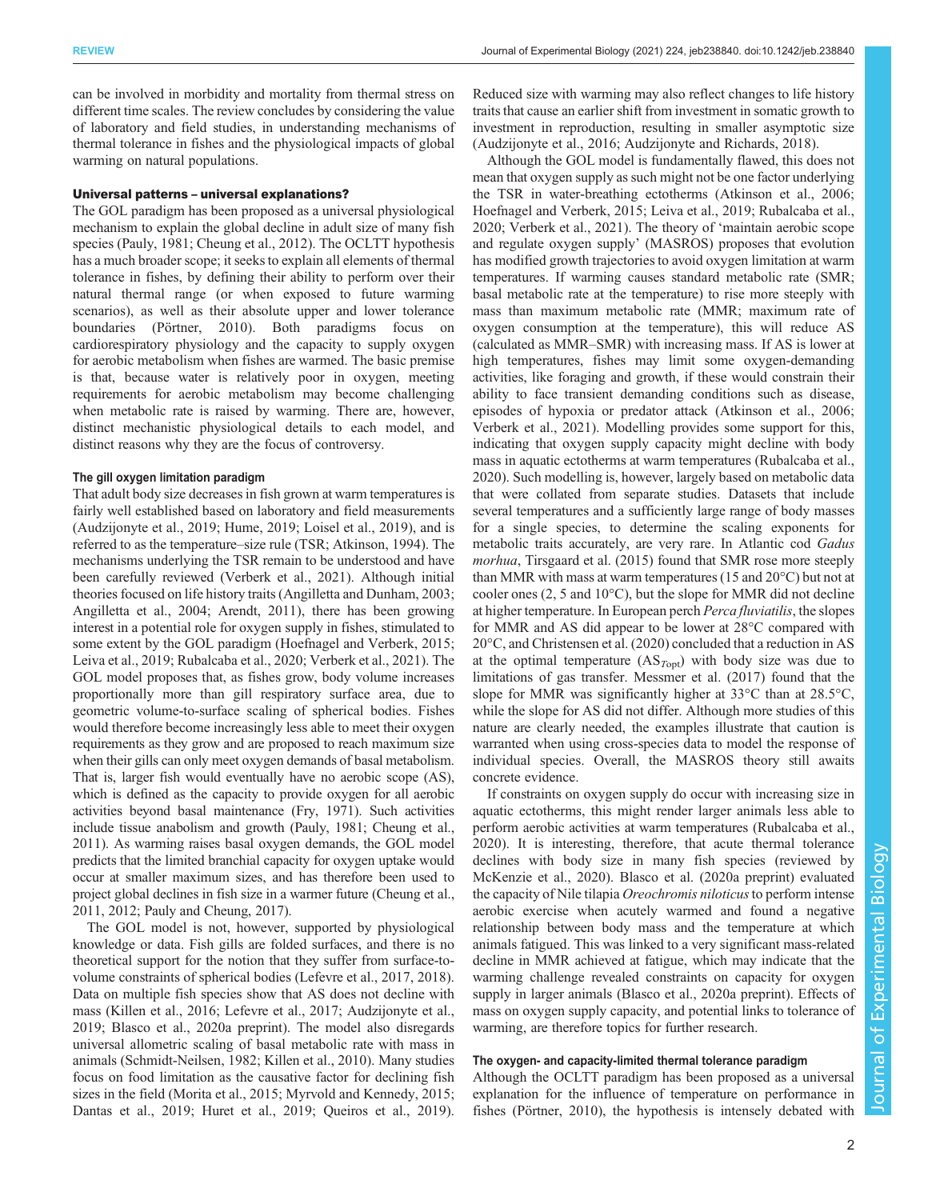can be involved in morbidity and mortality from thermal stress on different time scales. The review concludes by considering the value of laboratory and field studies, in understanding mechanisms of thermal tolerance in fishes and the physiological impacts of global warming on natural populations.

## Universal patterns – universal explanations?

The GOL paradigm has been proposed as a universal physiological mechanism to explain the global decline in adult size of many fish species (Pauly, 1981; Cheung et al., 2012). The OCLTT hypothesis has a much broader scope; it seeks to explain all elements of thermal tolerance in fishes, by defining their ability to perform over their natural thermal range (or when exposed to future warming scenarios), as well as their absolute upper and lower tolerance boundaries (Pörtner, 2010). Both paradigms focus on cardiorespiratory physiology and the capacity to supply oxygen for aerobic metabolism when fishes are warmed. The basic premise is that, because water is relatively poor in oxygen, meeting requirements for aerobic metabolism may become challenging when metabolic rate is raised by warming. There are, however, distinct mechanistic physiological details to each model, and distinct reasons why they are the focus of controversy.

### The gill oxygen limitation paradigm

That adult body size decreases in fish grown at warm temperatures is fairly well established based on laboratory and field measurements (Audzijonyte et al., 2019; Hume, 2019; Loisel et al., 2019), and is referred to as the temperature–size rule (TSR; Atkinson, 1994). The mechanisms underlying the TSR remain to be understood and have been carefully reviewed (Verberk et al., 2021). Although initial theories focused on life history traits (Angilletta and Dunham, 2003; Angilletta et al., 2004; Arendt, 2011), there has been growing interest in a potential role for oxygen supply in fishes, stimulated to some extent by the GOL paradigm (Hoefnagel and Verberk, 2015; Leiva et al., 2019; Rubalcaba et al., 2020; Verberk et al., 2021). The GOL model proposes that, as fishes grow, body volume increases proportionally more than gill respiratory surface area, due to geometric volume-to-surface scaling of spherical bodies. Fishes would therefore become increasingly less able to meet their oxygen requirements as they grow and are proposed to reach maximum size when their gills can only meet oxygen demands of basal metabolism. That is, larger fish would eventually have no aerobic scope (AS), which is defined as the capacity to provide oxygen for all aerobic activities beyond basal maintenance (Fry, 1971). Such activities include tissue anabolism and growth (Pauly, 1981; Cheung et al., 2011). As warming raises basal oxygen demands, the GOL model predicts that the limited branchial capacity for oxygen uptake would occur at smaller maximum sizes, and has therefore been used to project global declines in fish size in a warmer future (Cheung et al., 2011, 2012; Pauly and Cheung, 2017).

The GOL model is not, however, supported by physiological knowledge or data. Fish gills are folded surfaces, and there is no theoretical support for the notion that they suffer from surface-to-volume constraints of spherical bodies (Lefevre et al., 2017, 2018). Data on multiple fish species show that AS does not decline with mass (Killen et al., 2016; Lefevre et al., 2017; Audzijonyte et al., 2019; Blasco et al., 2020a preprint). The model also disregards universal allometric scaling of basal metabolic rate with mass in animals (Schmidt-Neilsen, 1982; Killen et al., 2010). Many studies focus on food limitation as the causative factor for declining fish sizes in the field (Morita et al., 2015; Myrvold and Kennedy, 2015; Dantas et al., 2019; Huret et al., 2019; Queiros et al., 2019). Reduced size with warming may also reflect changes to life history traits that cause an earlier shift from investment in somatic growth to investment in reproduction, resulting in smaller asymptotic size (Audzijonyte et al., 2016; Audzijonyte and Richards, 2018).

Although the GOL model is fundamentally flawed, this does not mean that oxygen supply as such might not be one factor underlying the TSR in water-breathing ectotherms (Atkinson et al., 2006; Hoefnagel and Verberk, 2015; Leiva et al., 2019; Rubalcaba et al., 2020; Verberk et al., 2021). The theory of 'maintain aerobic scope and regulate oxygen supply' (MASROS) proposes that evolution has modified growth trajectories to avoid oxygen limitation at warm temperatures. If warming causes standard metabolic rate (SMR; basal metabolic rate at the temperature) to rise more steeply with mass than maximum metabolic rate (MMR; maximum rate of oxygen consumption at the temperature), this will reduce AS (calculated as MMR–SMR) with increasing mass. If AS is lower at high temperatures, fishes may limit some oxygen-demanding activities, like foraging and growth, if these would constrain their ability to face transient demanding conditions such as disease, episodes of hypoxia or predator attack (Atkinson et al., 2006; Verberk et al., 2021). Modelling provides some support for this, indicating that oxygen supply capacity might decline with body mass in aquatic ectotherms at warm temperatures (Rubalcaba et al., 2020). Such modelling is, however, largely based on metabolic data that were collated from separate studies. Datasets that include several temperatures and a sufficiently large range of body masses for a single species, to determine the scaling exponents for metabolic traits accurately, are very rare. In Atlantic cod *Gadus morhua*, Tirsgaard et al. (2015) found that SMR rose more steeply than MMR with mass at warm temperatures (15 and 20°C) but not at cooler ones (2, 5 and 10°C), but the slope for MMR did not decline at higher temperature. In European perch *Perca fluviatilis*, the slopes for MMR and AS did appear to be lower at 28°C compared with 20°C, and Christensen et al. (2020) concluded that a reduction in AS at the optimal temperature ($AS_{T\mathrm{opt}}$) with body size was due to limitations of gas transfer. Messmer et al. (2017) found that the slope for MMR was significantly higher at 33°C than at 28.5°C, while the slope for AS did not differ. Although more studies of this nature are clearly needed, the examples illustrate that caution is warranted when using cross-species data to model the response of individual species. Overall, the MASROS theory still awaits concrete evidence.

If constraints on oxygen supply do occur with increasing size in aquatic ectotherms, this might render larger animals less able to perform aerobic activities at warm temperatures (Rubalcaba et al., 2020). It is interesting, therefore, that acute thermal tolerance declines with body size in many fish species (reviewed by McKenzie et al., 2020). Blasco et al. (2020a preprint) evaluated the capacity of Nile tilapia *Oreochromis niloticus* to perform intense aerobic exercise when acutely warmed and found a negative relationship between body mass and the temperature at which animals fatigued. This was linked to a very significant mass-related decline in MMR achieved at fatigue, which may indicate that the warming challenge revealed constraints on capacity for oxygen supply in larger animals (Blasco et al., 2020a preprint). Effects of mass on oxygen supply capacity, and potential links to tolerance of warming, are therefore topics for further research.

### The oxygen- and capacity-limited thermal tolerance paradigm

Although the OCLTT paradigm has been proposed as a universal explanation for the influence of temperature on performance in fishes (Pörtner, 2010), the hypothesis is intensely debated with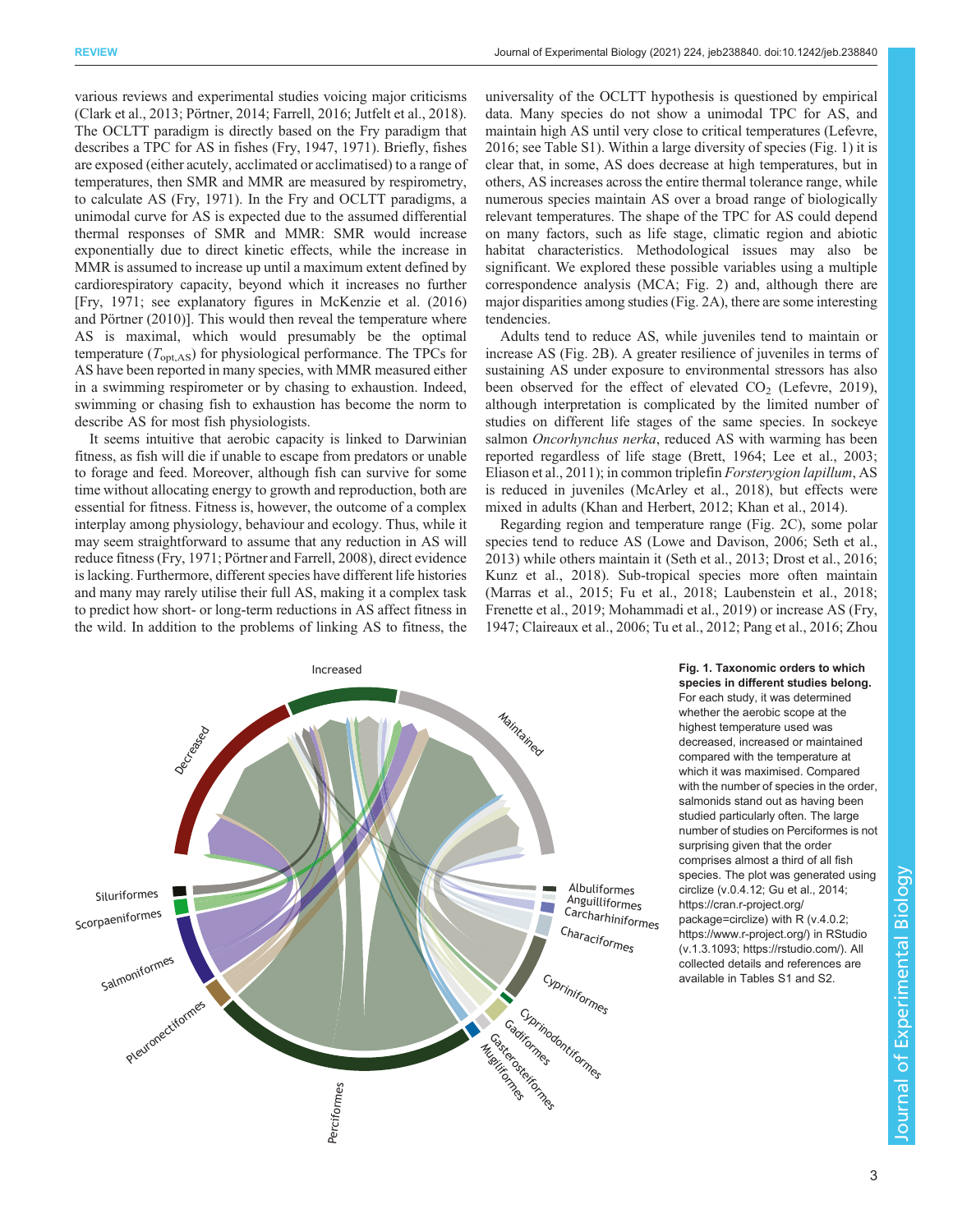various reviews and experimental studies voicing major criticisms (Clark et al., 2013; Pörtner, 2014; Farrell, 2016; Jutfelt et al., 2018). The OCLTT paradigm is directly based on the Fry paradigm that describes a TPC for AS in fishes (Fry, 1947, 1971). Briefly, fishes are exposed (either acutely, acclimated or acclimatised) to a range of temperatures, then SMR and MMR are measured by respirometry, to calculate AS (Fry, 1971). In the Fry and OCLTT paradigms, a unimodal curve for AS is expected due to the assumed differential thermal responses of SMR and MMR: SMR would increase exponentially due to direct kinetic effects, while the increase in MMR is assumed to increase up until a maximum extent defined by cardiorespiratory capacity, beyond which it increases no further [Fry, 1971; see explanatory figures in McKenzie et al. (2016) and Pörtner (2010)]. This would then reveal the temperature where AS is maximal, which would presumably be the optimal temperature ($T_{opt,AS}$) for physiological performance. The TPCs for AS have been reported in many species, with MMR measured either in a swimming respirometer or by chasing to exhaustion. Indeed, swimming or chasing fish to exhaustion has become the norm to describe AS for most fish physiologists.

It seems intuitive that aerobic capacity is linked to Darwinian fitness, as fish will die if unable to escape from predators or unable to forage and feed. Moreover, although fish can survive for some time without allocating energy to growth and reproduction, both are essential for fitness. Fitness is, however, the outcome of a complex interplay among physiology, behaviour and ecology. Thus, while it may seem straightforward to assume that any reduction in AS will reduce fitness (Fry, 1971; Pörtner and Farrell, 2008), direct evidence is lacking. Furthermore, different species have different life histories and many may rarely utilise their full AS, making it a complex task to predict how short- or long-term reductions in AS affect fitness in the wild. In addition to the problems of linking AS to fitness, the universality of the OCLTT hypothesis is questioned by empirical data. Many species do not show a unimodal TPC for AS, and maintain high AS until very close to critical temperatures (Lefevre, 2016; see Table S1). Within a large diversity of species (Fig. 1) it is clear that, in some, AS does decrease at high temperatures, but in others, AS increases across the entire thermal tolerance range, while numerous species maintain AS over a broad range of biologically relevant temperatures. The shape of the TPC for AS could depend on many factors, such as life stage, climatic region and abiotic habitat characteristics. Methodological issues may also be significant. We explored these possible variables using a multiple correspondence analysis (MCA; Fig. 2) and, although there are major disparities among studies (Fig. 2A), there are some interesting tendencies.

Adults tend to reduce AS, while juveniles tend to maintain or increase AS (Fig. 2B). A greater resilience of juveniles in terms of sustaining AS under exposure to environmental stressors has also been observed for the effect of elevated $CO_2$ (Lefevre, 2019), although interpretation is complicated by the limited number of studies on different life stages of the same species. In sockeye salmon *Oncorhynchus nerka*, reduced AS with warming has been reported regardless of life stage (Brett, 1964; Lee et al., 2003; Eliason et al., 2011); in common triplefin *Forsterygion lapillum*, AS is reduced in juveniles (McArley et al., 2018), but effects were mixed in adults (Khan and Herbert, 2012; Khan et al., 2014).

Regarding region and temperature range (Fig. 2C), some polar species tend to reduce AS (Lowe and Davison, 2006; Seth et al., 2013) while others maintain it (Seth et al., 2013; Drost et al., 2016; Kunz et al., 2018). Sub-tropical species more often maintain (Marras et al., 2015; Fu et al., 2018; Laubenstein et al., 2018; Frenette et al., 2019; Mohammadi et al., 2019) or increase AS (Fry, 1947; Claireaux et al., 2006; Tu et al., 2012; Pang et al., 2016; Zhou

**Fig. 1. Taxonomic orders to which species in different studies belong.** For each study, it was determined whether the aerobic scope at the highest temperature used was decreased, increased or maintained compared with the temperature at which it was maximised. Compared with the number of species in the order, salmonids stand out as having been studied particularly often. The large number of studies on Perciformes is not surprising given that the order comprises almost a third of all fish species. The plot was generated using circlize (v.0.4.12; Gu et al., 2014; https://cran.r-project.org/package=circlize) with R (v.4.0.2; https://www.r-project.org/) in RStudio (v.1.3.1093; https://rstudio.com/). All collected details and references are available in Tables S1 and S2.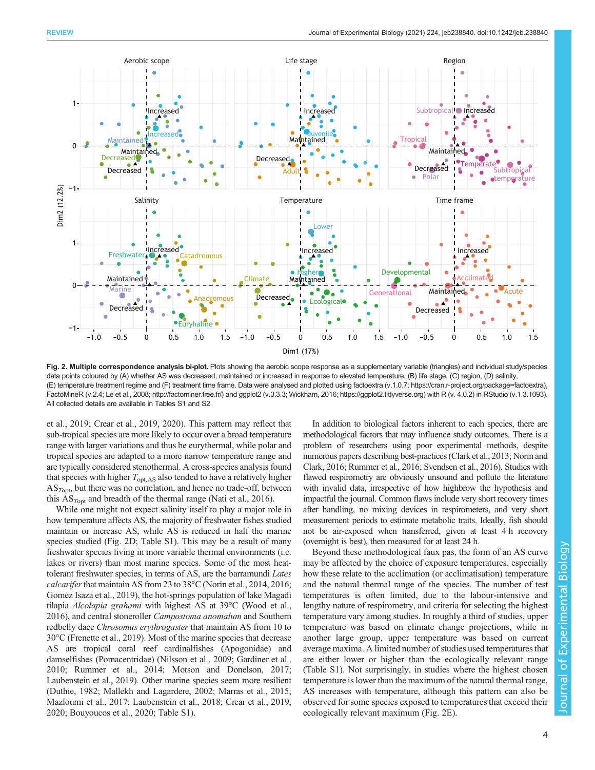**Fig. 2. Multiple correspondence analysis bi-plot.** Plots showing the aerobic scope response as a supplementary variable (triangles) and individual study/species data points coloured by (A) whether AS was decreased, maintained or increased in response to elevated temperature, (B) life stage, (C) region, (D) salinity, (E) temperature treatment regime and (F) treatment time frame. Data were analysed and plotted using factoextra (v.1.0.7; https://cran.r-project.org/package=factoextra), FactoMineR (v.2.4; Le et al., 2008; http://factominer.free.fr/) and ggplot2 (v.3.3.3; Wickham, 2016; https://ggplot2.tidyverse.org) with R (v. 4.0.2) in RStudio (v.1.3.1093). All collected details are available in Tables S1 and S2.

et al., 2019; Crear et al., 2019, 2020). This pattern may reflect that sub-tropical species are more likely to occur over a broad temperature range with larger variations and thus be eurythermal, while polar and tropical species are adapted to a more narrow temperature range and are typically considered stenothermal. A cross-species analysis found that species with higher $T_{opt,AS}$ also tended to have a relatively higher $AS_{Topt}$, but there was no correlation, and hence no trade-off, between this $AS_{Topt}$ and breadth of the thermal range (Nati et al., 2016).

While one might not expect salinity itself to play a major role in how temperature affects AS, the majority of freshwater fishes studied maintain or increase AS, while AS is reduced in half the marine species studied (Fig. 2D; Table S1). This may be a result of many freshwater species living in more variable thermal environments (i.e. lakes or rivers) than most marine species. Some of the most heat-tolerant freshwater species, in terms of AS, are the barramundi *Lates calcarifer* that maintain AS from 23 to 38°C (Norin et al., 2014, 2016; Gomez Isaza et al., 2019), the hot-springs population of lake Magadi tilapia *Alcolapia grahami* with highest AS at 39°C (Wood et al., 2016), and central stoneroller *Campostoma anomalum* and Southern redbelly dace *Chrosomus erythrogaster* that maintain AS from 10 to 30°C (Frenette et al., 2019). Most of the marine species that decrease AS are tropical coral reef cardinalfishes (Apogonidae) and damselfishes (Pomacentridae) (Nilsson et al., 2009; Gardiner et al., 2010; Rummer et al., 2014; Motson and Donelson, 2017; Laubenstein et al., 2019). Other marine species seem more resilient (Duthie, 1982; Mallekh and Lagardere, 2002; Marras et al., 2015; Mazloumi et al., 2017; Laubenstein et al., 2018; Crear et al., 2019, 2020; Bouyoucos et al., 2020; Table S1).

In addition to biological factors inherent to each species, there are methodological factors that may influence study outcomes. There is a problem of researchers using poor experimental methods, despite numerous papers describing best-practices (Clark et al., 2013; Norin and Clark, 2016; Rummer et al., 2016; Svendsen et al., 2016). Studies with flawed respirometry are obviously unsound and pollute the literature with invalid data, irrespective of how highbrow the hypothesis and impactful the journal. Common flaws include very short recovery times after handling, no mixing devices in respirometers, and very short measurement periods to estimate metabolic traits. Ideally, fish should not be air-exposed when transferred, given at least 4 h recovery (overnight is best), then measured for at least 24 h.

Beyond these methodological faux pas, the form of an AS curve may be affected by the choice of exposure temperatures, especially how these relate to the acclimation (or acclimatisation) temperature and the natural thermal range of the species. The number of test temperatures is often limited, due to the labour-intensive and lengthy nature of respirometry, and criteria for selecting the highest temperature vary among studies. In roughly a third of studies, upper temperature was based on climate change projections, while in another large group, upper temperature was based on current average maxima. A limited number of studies used temperatures that are either lower or higher than the ecologically relevant range (Table S1). Not surprisingly, in studies where the highest chosen temperature is lower than the maximum of the natural thermal range, AS increases with temperature, although this pattern can also be observed for some species exposed to temperatures that exceed their ecologically relevant maximum (Fig. 2E).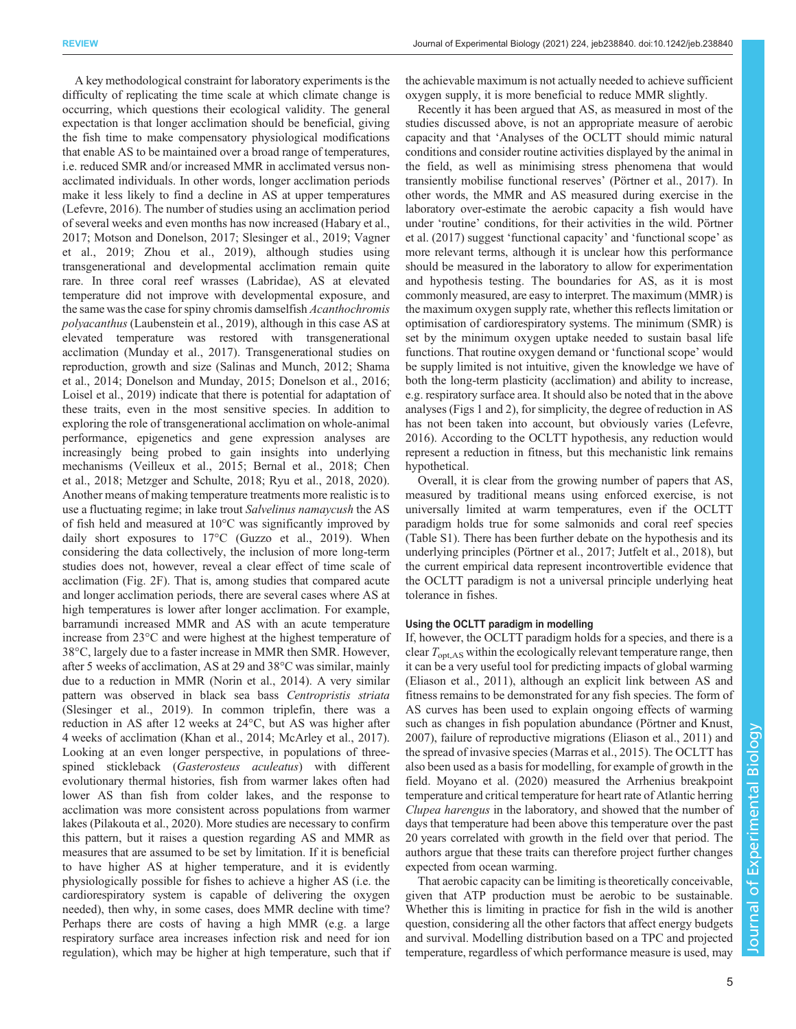A key methodological constraint for laboratory experiments is the difficulty of replicating the time scale at which climate change is occurring, which questions their ecological validity. The general expectation is that longer acclimation should be beneficial, giving the fish time to make compensatory physiological modifications that enable AS to be maintained over a broad range of temperatures, i.e. reduced SMR and/or increased MMR in acclimated versus non-acclimated individuals. In other words, longer acclimation periods make it less likely to find a decline in AS at upper temperatures (Lefevre, 2016). The number of studies using an acclimation period of several weeks and even months has now increased (Habary et al., 2017; Motson and Donelson, 2017; Slesinger et al., 2019; Vagner et al., 2019; Zhou et al., 2019), although studies using transgenerational and developmental acclimation remain quite rare. In three coral reef wrasses (Labridae), AS at elevated temperature did not improve with developmental exposure, and the same was the case for spiny chromis damselfish *Acanthochromis polyacanthus* (Laubenstein et al., 2019), although in this case AS at elevated temperature was restored with transgenerational acclimation (Munday et al., 2017). Transgenerational studies on reproduction, growth and size (Salinas and Munch, 2012; Shama et al., 2014; Donelson and Munday, 2015; Donelson et al., 2016; Loisel et al., 2019) indicate that there is potential for adaptation of these traits, even in the most sensitive species. In addition to exploring the role of transgenerational acclimation on whole-animal performance, epigenetics and gene expression analyses are increasingly being probed to gain insights into underlying mechanisms (Veilleux et al., 2015; Bernal et al., 2018; Chen et al., 2018; Metzger and Schulte, 2018; Ryu et al., 2018, 2020). Another means of making temperature treatments more realistic is to use a fluctuating regime; in lake trout *Salvelinus namaycush* the AS of fish held and measured at 10°C was significantly improved by daily short exposures to 17°C (Guzzo et al., 2019). When considering the data collectively, the inclusion of more long-term studies does not, however, reveal a clear effect of time scale of acclimation (Fig. 2F). That is, among studies that compared acute and longer acclimation periods, there are several cases where AS at high temperatures is lower after longer acclimation. For example, barramundi increased MMR and AS with an acute temperature increase from 23°C and were highest at the highest temperature of 38°C, largely due to a faster increase in MMR then SMR. However, after 5 weeks of acclimation, AS at 29 and 38°C was similar, mainly due to a reduction in MMR (Norin et al., 2014). A very similar pattern was observed in black sea bass *Centropristis striata* (Slesinger et al., 2019). In common triplefin, there was a reduction in AS after 12 weeks at 24°C, but AS was higher after 4 weeks of acclimation (Khan et al., 2014; McArley et al., 2017). Looking at an even longer perspective, in populations of three-spined stickleback (*Gasterosteus aculeatus*) with different evolutionary thermal histories, fish from warmer lakes often had lower AS than fish from colder lakes, and the response to acclimation was more consistent across populations from warmer lakes (Pilakouta et al., 2020). More studies are necessary to confirm this pattern, but it raises a question regarding AS and MMR as measures that are assumed to be set by limitation. If it is beneficial to have higher AS at higher temperature, and it is evidently physiologically possible for fishes to achieve a higher AS (i.e. the cardiorespiratory system is capable of delivering the oxygen needed), then why, in some cases, does MMR decline with time? Perhaps there are costs of having a high MMR (e.g. a large respiratory surface area increases infection risk and need for ion regulation), which may be higher at high temperature, such that if the achievable maximum is not actually needed to achieve sufficient oxygen supply, it is more beneficial to reduce MMR slightly.

Recently it has been argued that AS, as measured in most of the studies discussed above, is not an appropriate measure of aerobic capacity and that 'Analyses of the OCLTT should mimic natural conditions and consider routine activities displayed by the animal in the field, as well as minimising stress phenomena that would transiently mobilise functional reserves' (Pörtner et al., 2017). In other words, the MMR and AS measured during exercise in the laboratory over-estimate the aerobic capacity a fish would have under 'routine' conditions, for their activities in the wild. Pörtner et al. (2017) suggest 'functional capacity' and 'functional scope' as more relevant terms, although it is unclear how this performance should be measured in the laboratory to allow for experimentation and hypothesis testing. The boundaries for AS, as it is most commonly measured, are easy to interpret. The maximum (MMR) is the maximum oxygen supply rate, whether this reflects limitation or optimisation of cardiorespiratory systems. The minimum (SMR) is set by the minimum oxygen uptake needed to sustain basal life functions. That routine oxygen demand or 'functional scope' would be supply limited is not intuitive, given the knowledge we have of both the long-term plasticity (acclimation) and ability to increase, e.g. respiratory surface area. It should also be noted that in the above analyses (Figs 1 and 2), for simplicity, the degree of reduction in AS has not been taken into account, but obviously varies (Lefevre, 2016). According to the OCLTT hypothesis, any reduction would represent a reduction in fitness, but this mechanistic link remains hypothetical.

Overall, it is clear from the growing number of papers that AS, measured by traditional means using enforced exercise, is not universally limited at warm temperatures, even if the OCLTT paradigm holds true for some salmonids and coral reef species (Table S1). There has been further debate on the hypothesis and its underlying principles (Pörtner et al., 2017; Jutfelt et al., 2018), but the current empirical data represent incontrovertible evidence that the OCLTT paradigm is not a universal principle underlying heat tolerance in fishes.

#### Using the OCLTT paradigm in modelling

If, however, the OCLTT paradigm holds for a species, and there is a clear $T_{opt,AS}$ within the ecologically relevant temperature range, then it can be a very useful tool for predicting impacts of global warming (Eliason et al., 2011), although an explicit link between AS and fitness remains to be demonstrated for any fish species. The form of AS curves has been used to explain ongoing effects of warming such as changes in fish population abundance (Pörtner and Knust, 2007), failure of reproductive migrations (Eliason et al., 2011) and the spread of invasive species (Marras et al., 2015). The OCLTT has also been used as a basis for modelling, for example of growth in the field. Moyano et al. (2020) measured the Arrhenius breakpoint temperature and critical temperature for heart rate of Atlantic herring *Clupea harengus* in the laboratory, and showed that the number of days that temperature had been above this temperature over the past 20 years correlated with growth in the field over that period. The authors argue that these traits can therefore project further changes expected from ocean warming.

That aerobic capacity can be limiting is theoretically conceivable, given that ATP production must be aerobic to be sustainable. Whether this is limiting in practice for fish in the wild is another question, considering all the other factors that affect energy budgets and survival. Modelling distribution based on a TPC and projected temperature, regardless of which performance measure is used, may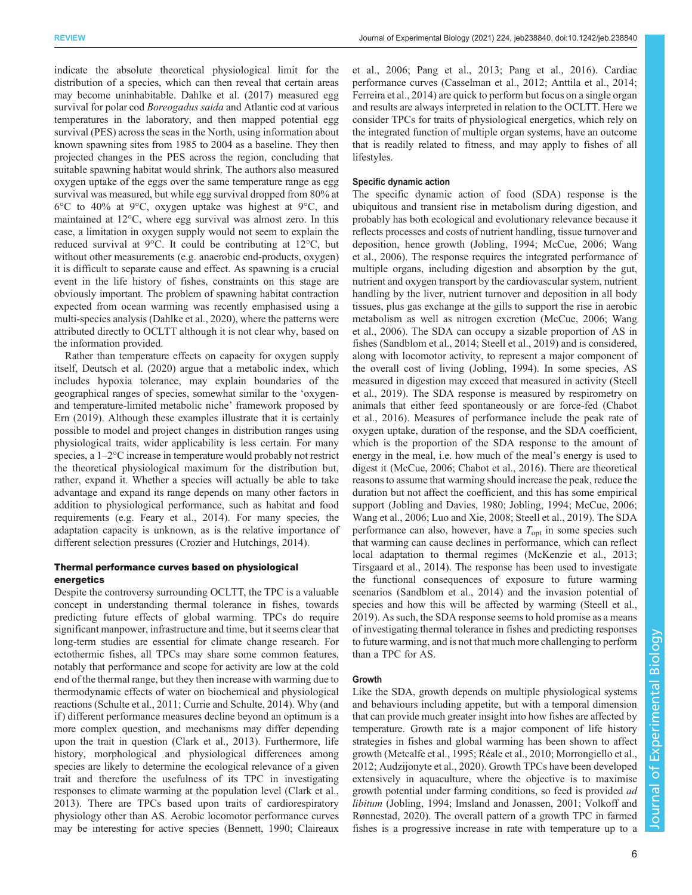indicate the absolute theoretical physiological limit for the distribution of a species, which can then reveal that certain areas may become uninhabitable. Dahlke et al. (2017) measured egg survival for polar cod *Boreogadus saida* and Atlantic cod at various temperatures in the laboratory, and then mapped potential egg survival (PES) across the seas in the North, using information about known spawning sites from 1985 to 2004 as a baseline. They then projected changes in the PES across the region, concluding that suitable spawning habitat would shrink. The authors also measured oxygen uptake of the eggs over the same temperature range as egg survival was measured, but while egg survival dropped from 80% at 6°C to 40% at 9°C, oxygen uptake was highest at 9°C, and maintained at 12°C, where egg survival was almost zero. In this case, a limitation in oxygen supply would not seem to explain the reduced survival at 9°C. It could be contributing at 12°C, but without other measurements (e.g. anaerobic end-products, oxygen) it is difficult to separate cause and effect. As spawning is a crucial event in the life history of fishes, constraints on this stage are obviously important. The problem of spawning habitat contraction expected from ocean warming was recently emphasised using a multi-species analysis (Dahlke et al., 2020), where the patterns were attributed directly to OCLTT although it is not clear why, based on the information provided.

Rather than temperature effects on capacity for oxygen supply itself, Deutsch et al. (2020) argue that a metabolic index, which includes hypoxia tolerance, may explain boundaries of the geographical ranges of species, somewhat similar to the 'oxygen- and temperature-limited metabolic niche' framework proposed by Ern (2019). Although these examples illustrate that it is certainly possible to model and project changes in distribution ranges using physiological traits, wider applicability is less certain. For many species, a 1–2°C increase in temperature would probably not restrict the theoretical physiological maximum for the distribution but, rather, expand it. Whether a species will actually be able to take advantage and expand its range depends on many other factors in addition to physiological performance, such as habitat and food requirements (e.g. Feary et al., 2014). For many species, the adaptation capacity is unknown, as is the relative importance of different selection pressures (Crozier and Hutchings, 2014).

### Thermal performance curves based on physiological energetics

Despite the controversy surrounding OCLTT, the TPC is a valuable concept in understanding thermal tolerance in fishes, towards predicting future effects of global warming. TPCs do require significant manpower, infrastructure and time, but it seems clear that long-term studies are essential for climate change research. For ectothermic fishes, all TPCs may share some common features, notably that performance and scope for activity are low at the cold end of the thermal range, but they then increase with warming due to thermodynamic effects of water on biochemical and physiological reactions (Schulte et al., 2011; Currie and Schulte, 2014). Why (and if) different performance measures decline beyond an optimum is a more complex question, and mechanisms may differ depending upon the trait in question (Clark et al., 2013). Furthermore, life history, morphological and physiological differences among species are likely to determine the ecological relevance of a given trait and therefore the usefulness of its TPC in investigating responses to climate warming at the population level (Clark et al., 2013). There are TPCs based upon traits of cardiorespiratory physiology other than AS. Aerobic locomotor performance curves may be interesting for active species (Bennett, 1990; Claireaux et al., 2006; Pang et al., 2013; Pang et al., 2016). Cardiac performance curves (Casselman et al., 2012; Anttila et al., 2014; Ferreira et al., 2014) are quick to perform but focus on a single organ and results are always interpreted in relation to the OCLTT. Here we consider TPCs for traits of physiological energetics, which rely on the integrated function of multiple organ systems, have an outcome that is readily related to fitness, and may apply to fishes of all lifestyles.

#### Specific dynamic action

The specific dynamic action of food (SDA) response is the ubiquitous and transient rise in metabolism during digestion, and probably has both ecological and evolutionary relevance because it reflects processes and costs of nutrient handling, tissue turnover and deposition, hence growth (Jobling, 1994; McCue, 2006; Wang et al., 2006). The response requires the integrated performance of multiple organs, including digestion and absorption by the gut, nutrient and oxygen transport by the cardiovascular system, nutrient handling by the liver, nutrient turnover and deposition in all body tissues, plus gas exchange at the gills to support the rise in aerobic metabolism as well as nitrogen excretion (McCue, 2006; Wang et al., 2006). The SDA can occupy a sizable proportion of AS in fishes (Sandblom et al., 2014; Steell et al., 2019) and is considered, along with locomotor activity, to represent a major component of the overall cost of living (Jobling, 1994). In some species, AS measured in digestion may exceed that measured in activity (Steell et al., 2019). The SDA response is measured by respirometry on animals that either feed spontaneously or are force-fed (Chabot et al., 2016). Measures of performance include the peak rate of oxygen uptake, duration of the response, and the SDA coefficient, which is the proportion of the SDA response to the amount of energy in the meal, i.e. how much of the meal's energy is used to digest it (McCue, 2006; Chabot et al., 2016). There are theoretical reasons to assume that warming should increase the peak, reduce the duration but not affect the coefficient, and this has some empirical support (Jobling and Davies, 1980; Jobling, 1994; McCue, 2006; Wang et al., 2006; Luo and Xie, 2008; Steell et al., 2019). The SDA performance can also, however, have a $T_{opt}$ in some species such that warming can cause declines in performance, which can reflect local adaptation to thermal regimes (McKenzie et al., 2013; Tirsgaard et al., 2014). The response has been used to investigate the functional consequences of exposure to future warming scenarios (Sandblom et al., 2014) and the invasion potential of species and how this will be affected by warming (Steell et al., 2019). As such, the SDA response seems to hold promise as a means of investigating thermal tolerance in fishes and predicting responses to future warming, and is not that much more challenging to perform than a TPC for AS.

#### Growth

Like the SDA, growth depends on multiple physiological systems and behaviours including appetite, but with a temporal dimension that can provide much greater insight into how fishes are affected by temperature. Growth rate is a major component of life history strategies in fishes and global warming has been shown to affect growth (Metcalfe et al., 1995; Réale et al., 2010; Morrongiello et al., 2012; Audzijonyte et al., 2020). Growth TPCs have been developed extensively in aquaculture, where the objective is to maximise growth potential under farming conditions, so feed is provided *ad libitum* (Jobling, 1994; Imsland and Jonassen, 2001; Volkoff and Rønnestad, 2020). The overall pattern of a growth TPC in farmed fishes is a progressive increase in rate with temperature up to a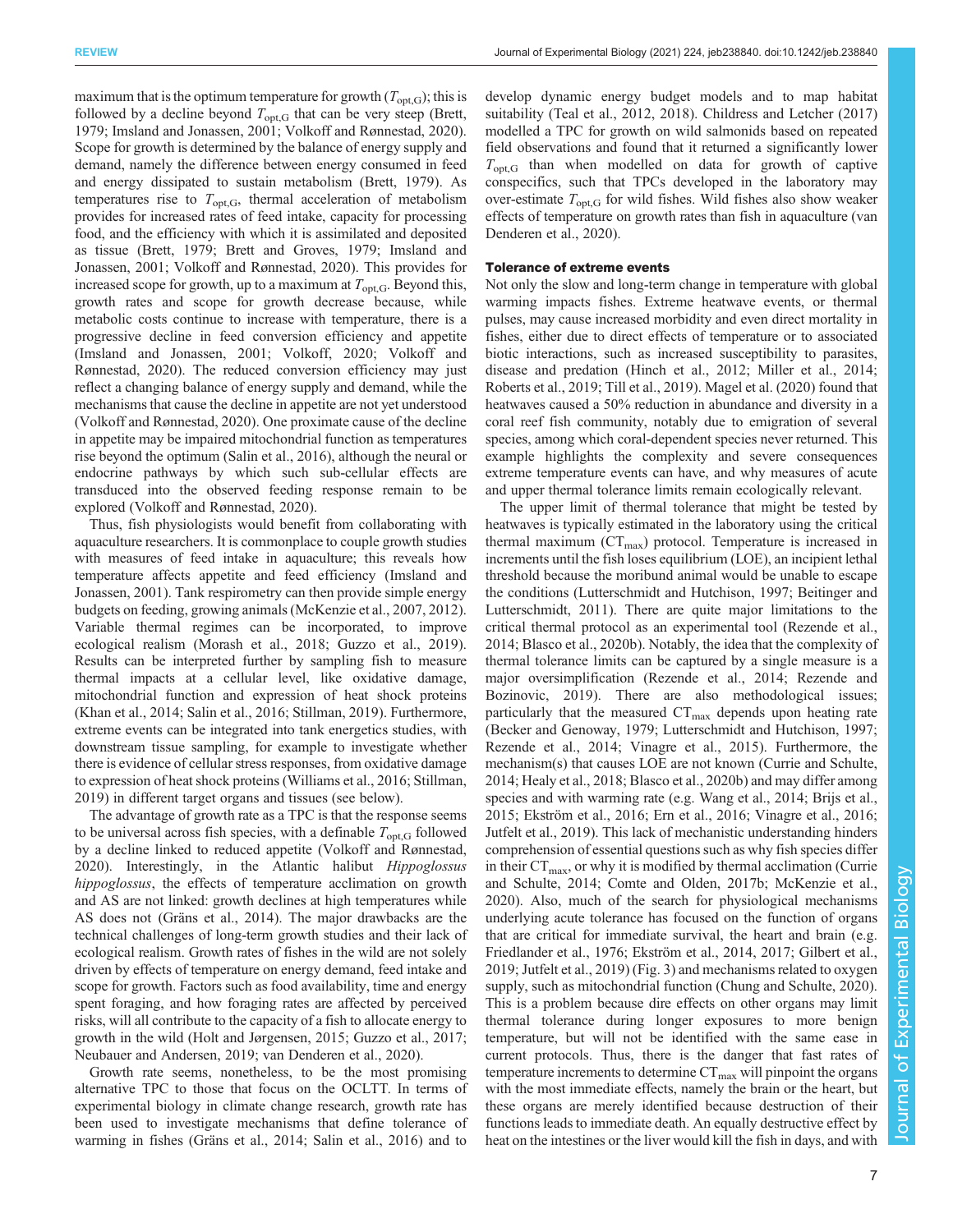maximum that is the optimum temperature for growth ($T_{opt,G}$); this is followed by a decline beyond $T_{opt,G}$ that can be very steep (Brett, 1979; Imsland and Jonassen, 2001; Volkoff and Rønnestad, 2020). Scope for growth is determined by the balance of energy supply and demand, namely the difference between energy consumed in feed and energy dissipated to sustain metabolism (Brett, 1979). As temperatures rise to $T_{opt,G}$, thermal acceleration of metabolism provides for increased rates of feed intake, capacity for processing food, and the efficiency with which it is assimilated and deposited as tissue (Brett, 1979; Brett and Groves, 1979; Imsland and Jonassen, 2001; Volkoff and Rønnestad, 2020). This provides for increased scope for growth, up to a maximum at $T_{opt,G}$. Beyond this, growth rates and scope for growth decrease because, while metabolic costs continue to increase with temperature, there is a progressive decline in feed conversion efficiency and appetite (Imsland and Jonassen, 2001; Volkoff, 2020; Volkoff and Rønnestad, 2020). The reduced conversion efficiency may just reflect a changing balance of energy supply and demand, while the mechanisms that cause the decline in appetite are not yet understood (Volkoff and Rønnestad, 2020). One proximate cause of the decline in appetite may be impaired mitochondrial function as temperatures rise beyond the optimum (Salin et al., 2016), although the neural or endocrine pathways by which such sub-cellular effects are transduced into the observed feeding response remain to be explored (Volkoff and Rønnestad, 2020).

Thus, fish physiologists would benefit from collaborating with aquaculture researchers. It is commonplace to couple growth studies with measures of feed intake in aquaculture; this reveals how temperature affects appetite and feed efficiency (Imsland and Jonassen, 2001). Tank respirometry can then provide simple energy budgets on feeding, growing animals (McKenzie et al., 2007, 2012). Variable thermal regimes can be incorporated, to improve ecological realism (Morash et al., 2018; Guzzo et al., 2019). Results can be interpreted further by sampling fish to measure thermal impacts at a cellular level, like oxidative damage, mitochondrial function and expression of heat shock proteins (Khan et al., 2014; Salin et al., 2016; Stillman, 2019). Furthermore, extreme events can be integrated into tank energetics studies, with downstream tissue sampling, for example to investigate whether there is evidence of cellular stress responses, from oxidative damage to expression of heat shock proteins (Williams et al., 2016; Stillman, 2019) in different target organs and tissues (see below).

The advantage of growth rate as a TPC is that the response seems to be universal across fish species, with a definable $T_{opt,G}$ followed by a decline linked to reduced appetite (Volkoff and Rønnestad, 2020). Interestingly, in the Atlantic halibut *Hippoglossus hippoglossus*, the effects of temperature acclimation on growth and AS are not linked: growth declines at high temperatures while AS does not (Gräns et al., 2014). The major drawbacks are the technical challenges of long-term growth studies and their lack of ecological realism. Growth rates of fishes in the wild are not solely driven by effects of temperature on energy demand, feed intake and scope for growth. Factors such as food availability, time and energy spent foraging, and how foraging rates are affected by perceived risks, will all contribute to the capacity of a fish to allocate energy to growth in the wild (Holt and Jørgensen, 2015; Guzzo et al., 2017; Neubauer and Andersen, 2019; van Denderen et al., 2020).

Growth rate seems, nonetheless, to be the most promising alternative TPC to those that focus on the OCLTT. In terms of experimental biology in climate change research, growth rate has been used to investigate mechanisms that define tolerance of warming in fishes (Gräns et al., 2014; Salin et al., 2016) and to develop dynamic energy budget models and to map habitat suitability (Teal et al., 2012, 2018). Childress and Letcher (2017) modelled a TPC for growth on wild salmonids based on repeated field observations and found that it returned a significantly lower $T_{opt,G}$ than when modelled on data for growth of captive conspecifics, such that TPCs developed in the laboratory may over-estimate $T_{opt,G}$ for wild fishes. Wild fishes also show weaker effects of temperature on growth rates than fish in aquaculture (van Denderen et al., 2020).

### Tolerance of extreme events

Not only the slow and long-term change in temperature with global warming impacts fishes. Extreme heatwave events, or thermal pulses, may cause increased morbidity and even direct mortality in fishes, either due to direct effects of temperature or to associated biotic interactions, such as increased susceptibility to parasites, disease and predation (Hinch et al., 2012; Miller et al., 2014; Roberts et al., 2019; Till et al., 2019). Magel et al. (2020) found that heatwaves caused a 50% reduction in abundance and diversity in a coral reef fish community, notably due to emigration of several species, among which coral-dependent species never returned. This example highlights the complexity and severe consequences extreme temperature events can have, and why measures of acute and upper thermal tolerance limits remain ecologically relevant.

The upper limit of thermal tolerance that might be tested by heatwaves is typically estimated in the laboratory using the critical thermal maximum ($CT_{max}$) protocol. Temperature is increased in increments until the fish loses equilibrium (LOE), an incipient lethal threshold because the moribund animal would be unable to escape the conditions (Lutterschmidt and Hutchison, 1997; Beitinger and Lutterschmidt, 2011). There are quite major limitations to the critical thermal protocol as an experimental tool (Rezende et al., 2014; Blasco et al., 2020b). Notably, the idea that the complexity of thermal tolerance limits can be captured by a single measure is a major oversimplification (Rezende et al., 2014; Rezende and Bozinovic, 2019). There are also methodological issues; particularly that the measured $CT_{max}$ depends upon heating rate (Becker and Genoway, 1979; Lutterschmidt and Hutchison, 1997; Rezende et al., 2014; Vinagre et al., 2015). Furthermore, the mechanism(s) that causes LOE are not known (Currie and Schulte, 2014; Healy et al., 2018; Blasco et al., 2020b) and may differ among species and with warming rate (e.g. Wang et al., 2014; Brijs et al., 2015; Ekström et al., 2016; Ern et al., 2016; Vinagre et al., 2016; Jutfelt et al., 2019). This lack of mechanistic understanding hinders comprehension of essential questions such as why fish species differ in their $CT_{max}$, or why it is modified by thermal acclimation (Currie and Schulte, 2014; Comte and Olden, 2017b; McKenzie et al., 2020). Also, much of the search for physiological mechanisms underlying acute tolerance has focused on the function of organs that are critical for immediate survival, the heart and brain (e.g. Friedlander et al., 1976; Ekström et al., 2014, 2017; Gilbert et al., 2019; Jutfelt et al., 2019) (Fig. 3) and mechanisms related to oxygen supply, such as mitochondrial function (Chung and Schulte, 2020). This is a problem because dire effects on other organs may limit thermal tolerance during longer exposures to more benign temperature, but will not be identified with the same ease in current protocols. Thus, there is the danger that fast rates of temperature increments to determine $CT_{max}$ will pinpoint the organs with the most immediate effects, namely the brain or the heart, but these organs are merely identified because destruction of their functions leads to immediate death. An equally destructive effect by heat on the intestines or the liver would kill the fish in days, and with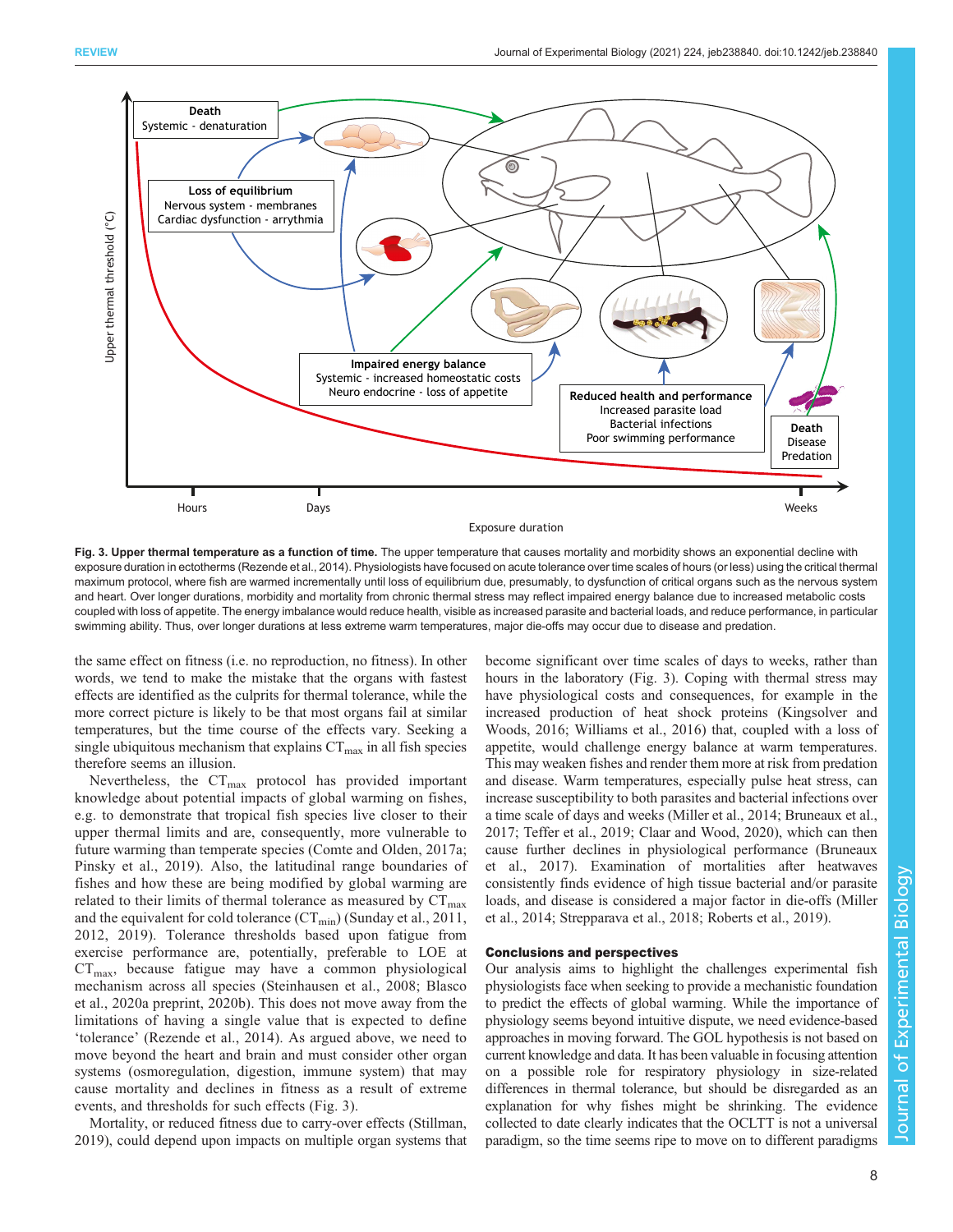**Fig. 3. Upper thermal temperature as a function of time.** The upper temperature that causes mortality and morbidity shows an exponential decline with exposure duration in ectotherms (Rezende et al., 2014). Physiologists have focused on acute tolerance over time scales of hours (or less) using the critical thermal maximum protocol, where fish are warmed incrementally until loss of equilibrium due, presumably, to dysfunction of critical organs such as the nervous system and heart. Over longer durations, morbidity and mortality from chronic thermal stress may reflect impaired energy balance due to increased metabolic costs coupled with loss of appetite. The energy imbalance would reduce health, visible as increased parasite and bacterial loads, and reduce performance, in particular swimming ability. Thus, over longer durations at less extreme warm temperatures, major die-offs may occur due to disease and predation.

the same effect on fitness (i.e. no reproduction, no fitness). In other words, we tend to make the mistake that the organs with fastest effects are identified as the culprits for thermal tolerance, while the more correct picture is likely to be that most organs fail at similar temperatures, but the time course of the effects vary. Seeking a single ubiquitous mechanism that explains $CT_{max}$ in all fish species therefore seems an illusion.

Nevertheless, the $CT_{max}$ protocol has provided important knowledge about potential impacts of global warming on fishes, e.g. to demonstrate that tropical fish species live closer to their upper thermal limits and are, consequently, more vulnerable to future warming than temperate species (Comte and Olden, 2017a; Pinsky et al., 2019). Also, the latitudinal range boundaries of fishes and how these are being modified by global warming are related to their limits of thermal tolerance as measured by $CT_{max}$ and the equivalent for cold tolerance ($CT_{min}$) (Sunday et al., 2011, 2012, 2019). Tolerance thresholds based upon fatigue from exercise performance are, potentially, preferable to LOE at $CT_{max}$, because fatigue may have a common physiological mechanism across all species (Steinhausen et al., 2008; Blasco et al., 2020a preprint, 2020b). This does not move away from the limitations of having a single value that is expected to define 'tolerance' (Rezende et al., 2014). As argued above, we need to move beyond the heart and brain and must consider other organ systems (osmoregulation, digestion, immune system) that may cause mortality and declines in fitness as a result of extreme events, and thresholds for such effects (Fig. 3).

Mortality, or reduced fitness due to carry-over effects (Stillman, 2019), could depend upon impacts on multiple organ systems that become significant over time scales of days to weeks, rather than hours in the laboratory (Fig. 3). Coping with thermal stress may have physiological costs and consequences, for example in the increased production of heat shock proteins (Kingsolver and Woods, 2016; Williams et al., 2016) that, coupled with a loss of appetite, would challenge energy balance at warm temperatures. This may weaken fishes and render them more at risk from predation and disease. Warm temperatures, especially pulse heat stress, can increase susceptibility to both parasites and bacterial infections over a time scale of days and weeks (Miller et al., 2014; Bruneaux et al., 2017; Teffer et al., 2019; Claar and Wood, 2020), which can then cause further declines in physiological performance (Bruneaux et al., 2017). Examination of mortalities after heatwaves consistently finds evidence of high tissue bacterial and/or parasite loads, and disease is considered a major factor in die-offs (Miller et al., 2014; Strepparava et al., 2018; Roberts et al., 2019).

## Conclusions and perspectives

Our analysis aims to highlight the challenges experimental fish physiologists face when seeking to provide a mechanistic foundation to predict the effects of global warming. While the importance of physiology seems beyond intuitive dispute, we need evidence-based approaches in moving forward. The GOL hypothesis is not based on current knowledge and data. It has been valuable in focusing attention on a possible role for respiratory physiology in size-related differences in thermal tolerance, but should be disregarded as an explanation for why fishes might be shrinking. The evidence collected to date clearly indicates that the OCLTT is not a universal paradigm, so the time seems ripe to move on to different paradigms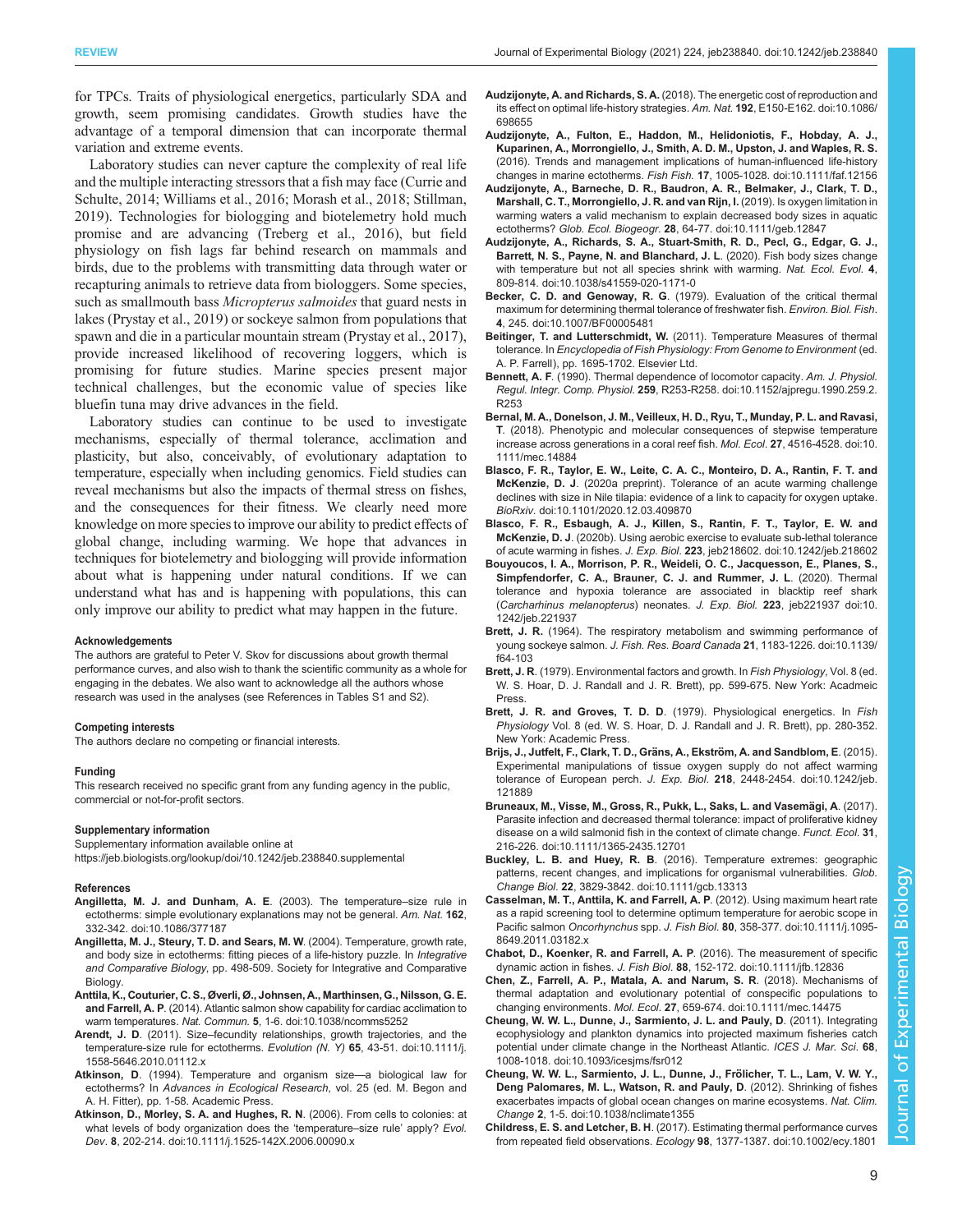for TPCs. Traits of physiological energetics, particularly SDA and growth, seem promising candidates. Growth studies have the advantage of a temporal dimension that can incorporate thermal variation and extreme events.

Laboratory studies can never capture the complexity of real life and the multiple interacting stressors that a fish may face (Currie and Schulte, 2014; Williams et al., 2016; Morash et al., 2018; Stillman, 2019). Technologies for biologging and biotelemetry hold much promise and are advancing (Treberg et al., 2016), but field physiology on fish lags far behind research on mammals and birds, due to the problems with transmitting data through water or recapturing animals to retrieve data from biologgers. Some species, such as smallmouth bass *Micropterus salmoides* that guard nests in lakes (Prystay et al., 2019) or sockeye salmon from populations that spawn and die in a particular mountain stream (Prystay et al., 2017), provide increased likelihood of recovering loggers, which is promising for future studies. Marine species present major technical challenges, but the economic value of species like bluefin tuna may drive advances in the field.

Laboratory studies can continue to be used to investigate mechanisms, especially of thermal tolerance, acclimation and plasticity, but also, conceivably, of evolutionary adaptation to temperature, especially when including genomics. Field studies can reveal mechanisms but also the impacts of thermal stress on fishes, and the consequences for their fitness. We clearly need more knowledge on more species to improve our ability to predict effects of global change, including warming. We hope that advances in techniques for biotelemetry and biologging will provide information about what is happening under natural conditions. If we can understand what has and is happening with populations, this can only improve our ability to predict what may happen in the future.

#### Acknowledgements
The authors are grateful to Peter V. Skov for discussions about growth thermal performance curves, and also wish to thank the scientific community as a whole for engaging in the debates. We also want to acknowledge all the authors whose research was used in the analyses (see References in Tables S1 and S2).

#### Competing interests
The authors declare no competing or financial interests.

#### Funding
This research received no specific grant from any funding agency in the public, commercial or not-for-profit sectors.

#### Supplementary information
Supplementary information available online at
https://jeb.biologists.org/lookup/doi/10.1242/jeb.238840.supplemental

#### References

**Angilletta, M. J. and Dunham, A. E**. (2003). The temperature–size rule in ectotherms: simple evolutionary explanations may not be general. *Am. Nat.* **162**, 332-342. doi:10.1086/377187

**Angilletta, M. J., Steury, T. D. and Sears, M. W**. (2004). Temperature, growth rate, and body size in ectotherms: fitting pieces of a life-history puzzle. In *Integrative and Comparative Biology*, pp. 498-509. Society for Integrative and Comparative Biology.

**Anttila, K., Couturier, C. S., Øverli, Ø., Johnsen, A., Marthinsen, G., Nilsson, G. E. and Farrell, A. P**. (2014). Atlantic salmon show capability for cardiac acclimation to warm temperatures. *Nat. Commun.* **5**, 1-6. doi:10.1038/ncomms5252

**Arendt, J. D**. (2011). Size–fecundity relationships, growth trajectories, and the temperature-size rule for ectotherms. *Evolution (N. Y)* **65**, 43-51. doi:10.1111/j.1558-5646.2010.01112.x

**Atkinson, D**. (1994). Temperature and organism size—a biological law for ectotherms? In *Advances in Ecological Research*, vol. 25 (ed. M. Begon and A. H. Fitter), pp. 1-58. Academic Press.

**Atkinson, D., Morley, S. A. and Hughes, R. N**. (2006). From cells to colonies: at what levels of body organization does the 'temperature–size rule' apply? *Evol. Dev*. **8**, 202-214. doi:10.1111/j.1525-142X.2006.00090.x

**Audzijonyte, A. and Richards, S. A.** (2018). The energetic cost of reproduction and its effect on optimal life-history strategies. *Am. Nat.* **192**, E150-E162. doi:10.1086/698655

**Audzijonyte, A., Fulton, E., Haddon, M., Helidoniotis, F., Hobday, A. J., Kuparinen, A., Morrongiello, J., Smith, A. D. M., Upston, J. and Waples, R. S.** (2016). Trends and management implications of human-influenced life-history changes in marine ectotherms. *Fish Fish.* **17**, 1005-1028. doi:10.1111/faf.12156

**Audzijonyte, A., Barneche, D. R., Baudron, A. R., Belmaker, J., Clark, T. D., Marshall, C. T., Morrongiello, J. R. and van Rijn, I.** (2019). Is oxygen limitation in warming waters a valid mechanism to explain decreased body sizes in aquatic ectotherms? *Glob. Ecol. Biogeogr.* **28**, 64-77. doi:10.1111/geb.12847

**Audzijonyte, A., Richards, S. A., Stuart-Smith, R. D., Pecl, G., Edgar, G. J., Barrett, N. S., Payne, N. and Blanchard, J. L**. (2020). Fish body sizes change with temperature but not all species shrink with warming. *Nat. Ecol. Evol.* **4**, 809-814. doi:10.1038/s41559-020-1171-0

**Becker, C. D. and Genoway, R. G**. (1979). Evaluation of the critical thermal maximum for determining thermal tolerance of freshwater fish. *Environ. Biol. Fish*. **4**, 245. doi:10.1007/BF00005481

**Beitinger, T. and Lutterschmidt, W.** (2011). Temperature Measures of thermal tolerance. In *Encyclopedia of Fish Physiology: From Genome to Environment* (ed. A. P. Farrell), pp. 1695-1702. Elsevier Ltd.

**Bennett, A. F.** (1990). Thermal dependence of locomotor capacity. *Am. J. Physiol. Regul. Integr. Comp. Physiol.* **259**, R253-R258. doi:10.1152/ajpregu.1990.259.2.R253

**Bernal, M. A., Donelson, J. M., Veilleux, H. D., Ryu, T., Munday, P. L. and Ravasi, T**. (2018). Phenotypic and molecular consequences of stepwise temperature increase across generations in a coral reef fish. *Mol. Ecol*. **27**, 4516-4528. doi:10.1111/mec.14884

**Blasco, F. R., Taylor, E. W., Leite, C. A. C., Monteiro, D. A., Rantin, F. T. and McKenzie, D. J**. (2020a preprint). Tolerance of an acute warming challenge declines with size in Nile tilapia: evidence of a link to capacity for oxygen uptake. *BioRxiv*. doi:10.1101/2020.12.03.409870

**Blasco, F. R., Esbaugh, A. J., Killen, S., Rantin, F. T., Taylor, E. W. and McKenzie, D. J**. (2020b). Using aerobic exercise to evaluate sub-lethal tolerance of acute warming in fishes. *J. Exp. Biol.* **223**, jeb218602. doi:10.1242/jeb.218602

**Bouyoucos, I. A., Morrison, P. R., Weideli, O. C., Jacquesson, E., Planes, S., Simpfendorfer, C. A., Brauner, C. J. and Rummer, J. L**. (2020). Thermal tolerance and hypoxia tolerance are associated in blacktip reef shark (*Carcharhinus melanopterus*) neonates. *J. Exp. Biol.* **223**, jeb221937 doi:10.1242/jeb.221937

**Brett, J. R.** (1964). The respiratory metabolism and swimming performance of young sockeye salmon. *J. Fish. Res. Board Canada* **21**, 1183-1226. doi:10.1139/f64-103

**Brett, J. R**. (1979). Environmental factors and growth. In *Fish Physiology*, Vol. 8 (ed. W. S. Hoar, D. J. Randall and J. R. Brett), pp. 599-675. New York: Acadmeic Press.

**Brett, J. R. and Groves, T. D. D**. (1979). Physiological energetics. In *Fish Physiology* Vol. 8 (ed. W. S. Hoar, D. J. Randall and J. R. Brett), pp. 280-352. New York: Academic Press.

**Brijs, J., Jutfelt, F., Clark, T. D., Gräns, A., Ekström, A. and Sandblom, E**. (2015). Experimental manipulations of tissue oxygen supply do not affect warming tolerance of European perch. *J. Exp. Biol*. **218**, 2448-2454. doi:10.1242/jeb.121889

**Bruneaux, M., Visse, M., Gross, R., Pukk, L., Saks, L. and Vasemägi, A**. (2017). Parasite infection and decreased thermal tolerance: impact of proliferative kidney disease on a wild salmonid fish in the context of climate change. *Funct. Ecol*. **31**, 216-226. doi:10.1111/1365-2435.12701

**Buckley, L. B. and Huey, R. B**. (2016). Temperature extremes: geographic patterns, recent changes, and implications for organismal vulnerabilities. *Glob. Change Biol*. **22**, 3829-3842. doi:10.1111/gcb.13313

**Casselman, M. T., Anttila, K. and Farrell, A. P**. (2012). Using maximum heart rate as a rapid screening tool to determine optimum temperature for aerobic scope in Pacific salmon *Oncorhynchus* spp. *J. Fish Biol*. **80**, 358-377. doi:10.1111/j.1095-8649.2011.03182.x

**Chabot, D., Koenker, R. and Farrell, A. P**. (2016). The measurement of specific dynamic action in fishes. *J. Fish Biol*. **88**, 152-172. doi:10.1111/jfb.12836

**Chen, Z., Farrell, A. P., Matala, A. and Narum, S. R**. (2018). Mechanisms of thermal adaptation and evolutionary potential of conspecific populations to changing environments. *Mol. Ecol*. **27**, 659-674. doi:10.1111/mec.14475

**Cheung, W. W. L., Dunne, J., Sarmiento, J. L. and Pauly, D**. (2011). Integrating ecophysiology and plankton dynamics into projected maximum fisheries catch potential under climate change in the Northeast Atlantic. *ICES J. Mar. Sci*. **68**, 1008-1018. doi:10.1093/icesjms/fsr012

**Cheung, W. W. L., Sarmiento, J. L., Dunne, J., Frölicher, T. L., Lam, V. W. Y., Deng Palomares, M. L., Watson, R. and Pauly, D**. (2012). Shrinking of fishes exacerbates impacts of global ocean changes on marine ecosystems. *Nat. Clim. Change* **2**, 1-5. doi:10.1038/nclimate1355

**Childress, E. S. and Letcher, B. H**. (2017). Estimating thermal performance curves from repeated field observations. *Ecology* **98**, 1377-1387. doi:10.1002/ecy.1801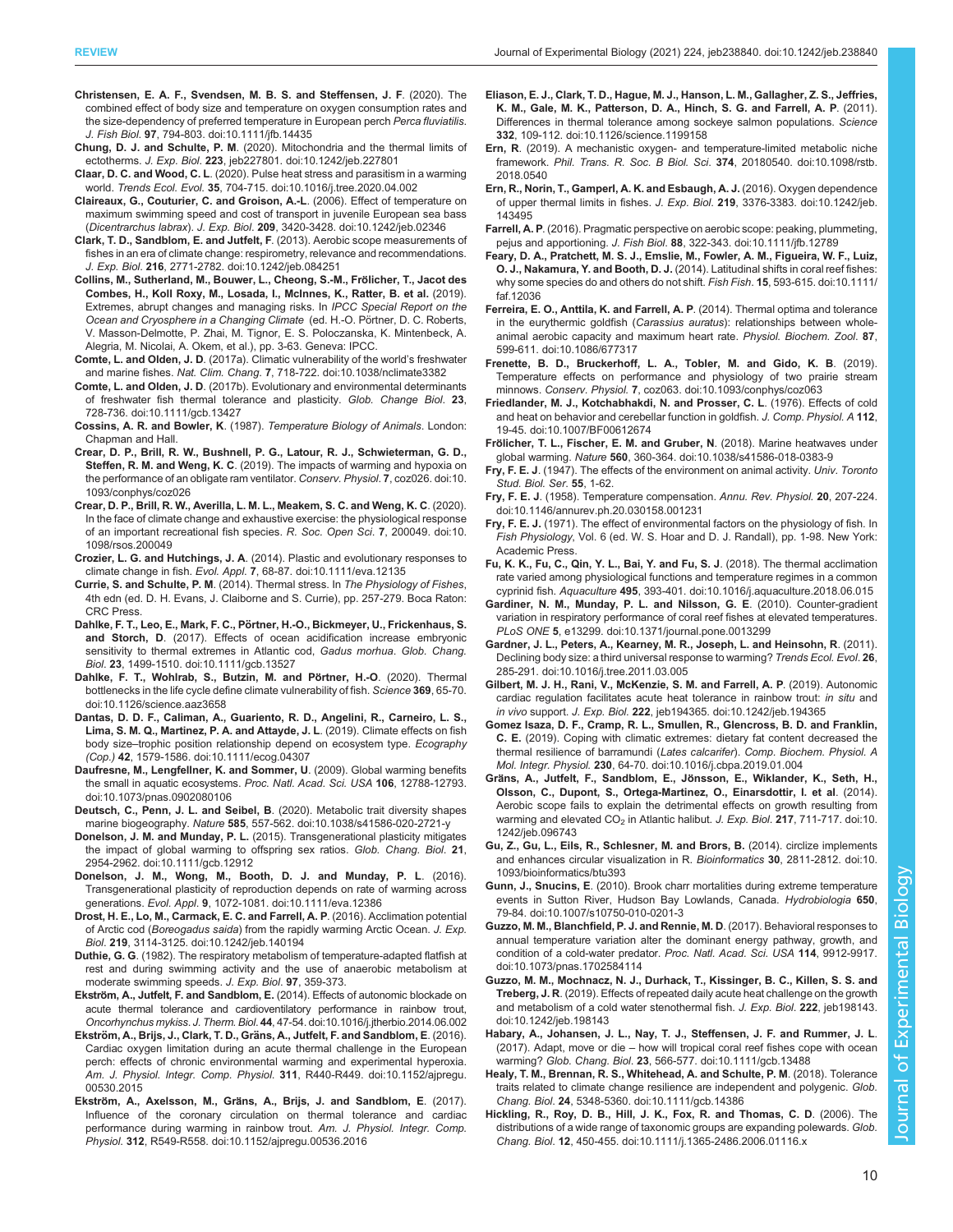**Christensen, E. A. F., Svendsen, M. B. S. and Steffensen, J. F.** (2020). The combined effect of body size and temperature on oxygen consumption rates and the size-dependency of preferred temperature in European perch *Perca fluviatilis*. *J. Fish Biol.* **97**, 794-803. doi:10.1111/jfb.14435

**Chung, D. J. and Schulte, P. M.** (2020). Mitochondria and the thermal limits of ectotherms. *J. Exp. Biol.* **223**, jeb227801. doi:10.1242/jeb.227801

**Claar, D. C. and Wood, C. L.** (2020). Pulse heat stress and parasitism in a warming world. *Trends Ecol. Evol.* **35**, 704-715. doi:10.1016/j.tree.2020.04.002

**Claireaux, G., Couturier, C. and Groison, A.-L.** (2006). Effect of temperature on maximum swimming speed and cost of transport in juvenile European sea bass (*Dicentrarchus labrax*). *J. Exp. Biol.* **209**, 3420-3428. doi:10.1242/jeb.02346

**Clark, T. D., Sandblom, E. and Jutfelt, F.** (2013). Aerobic scope measurements of fishes in an era of climate change: respirometry, relevance and recommendations. *J. Exp. Biol.* **216**, 2771-2782. doi:10.1242/jeb.084251

**Collins, M., Sutherland, M., Bouwer, L., Cheong, S.-M., Frölicher, T., Jacot des Combes, H., Koll Roxy, M., Losada, I., McInnes, K., Ratter, B. et al.** (2019). Extremes, abrupt changes and managing risks. In *IPCC Special Report on the Ocean and Cryosphere in a Changing Climate* (ed. H.-O. Pörtner, D. C. Roberts, V. Masson-Delmotte, P. Zhai, M. Tignor, E. S. Poloczanska, K. Mintenbeck, A. Alegria, M. Nicolai, A. Okem, et al.), pp. 3-63. Geneva: IPCC.

**Comte, L. and Olden, J. D.** (2017a). Climatic vulnerability of the world's freshwater and marine fishes. *Nat. Clim. Chang.* **7**, 718-722. doi:10.1038/nclimate3382

**Comte, L. and Olden, J. D.** (2017b). Evolutionary and environmental determinants of freshwater fish thermal tolerance and plasticity. *Glob. Change Biol.* **23**, 728-736. doi:10.1111/gcb.13427

**Cossins, A. R. and Bowler, K.** (1987). *Temperature Biology of Animals*. London: Chapman and Hall.

**Crear, D. P., Brill, R. W., Bushnell, P. G., Latour, R. J., Schwieterman, G. D., Steffen, R. M. and Weng, K. C.** (2019). The impacts of warming and hypoxia on the performance of an obligate ram ventilator. *Conserv. Physiol.* **7**, coz026. doi:10.1093/conphys/coz026

**Crear, D. P., Brill, R. W., Averilla, L. M. L., Meakem, S. C. and Weng, K. C.** (2020). In the face of climate change and exhaustive exercise: the physiological response of an important recreational fish species. *R. Soc. Open Sci.* **7**, 200049. doi:10.1098/rsos.200049

**Crozier, L. G. and Hutchings, J. A.** (2014). Plastic and evolutionary responses to climate change in fish. *Evol. Appl.* **7**, 68-87. doi:10.1111/eva.12135

**Currie, S. and Schulte, P. M.** (2014). Thermal stress. In *The Physiology of Fishes*, 4th edn (ed. D. H. Evans, J. Claiborne and S. Currie), pp. 257-279. Boca Raton: CRC Press.

**Dahlke, F. T., Leo, E., Mark, F. C., Pörtner, H.-O., Bickmeyer, U., Frickenhaus, S. and Storch, D.** (2017). Effects of ocean acidification increase embryonic sensitivity to thermal extremes in Atlantic cod, *Gadus morhua*. *Glob. Chang. Biol.* **23**, 1499-1510. doi:10.1111/gcb.13527

**Dahlke, F. T., Wohlrab, S., Butzin, M. and Pörtner, H.-O.** (2020). Thermal bottlenecks in the life cycle define climate vulnerability of fish. *Science* **369**, 65-70. doi:10.1126/science.aaz3658

**Dantas, D. D. F., Caliman, A., Guariento, R. D., Angelini, R., Carneiro, L. S., Lima, S. M. Q., Martinez, P. A. and Attayde, J. L.** (2019). Climate effects on fish body size–trophic position relationship depend on ecosystem type. *Ecography (Cop.)* **42**, 1579-1586. doi:10.1111/ecog.04307

**Daufresne, M., Lengfellner, K. and Sommer, U.** (2009). Global warming benefits the small in aquatic ecosystems. *Proc. Natl. Acad. Sci. USA* **106**, 12788-12793. doi:10.1073/pnas.0902080106

**Deutsch, C., Penn, J. L. and Seibel, B.** (2020). Metabolic trait diversity shapes marine biogeography. *Nature* **585**, 557-562. doi:10.1038/s41586-020-2721-y

**Donelson, J. M. and Munday, P. L.** (2015). Transgenerational plasticity mitigates the impact of global warming to offspring sex ratios. *Glob. Chang. Biol.* **21**, 2954-2962. doi:10.1111/gcb.12912

**Donelson, J. M., Wong, M., Booth, D. J. and Munday, P. L.** (2016). Transgenerational plasticity of reproduction depends on rate of warming across generations. *Evol. Appl.* **9**, 1072-1081. doi:10.1111/eva.12386

**Drost, H. E., Lo, M., Carmack, E. C. and Farrell, A. P.** (2016). Acclimation potential of Arctic cod (*Boreogadus saida*) from the rapidly warming Arctic Ocean. *J. Exp. Biol.* **219**, 3114-3125. doi:10.1242/jeb.140194

**Duthie, G. G.** (1982). The respiratory metabolism of temperature-adapted flatfish at rest and during swimming activity and the use of anaerobic metabolism at moderate swimming speeds. *J. Exp. Biol.* **97**, 359-373.

**Ekström, A., Jutfelt, F. and Sandblom, E.** (2014). Effects of autonomic blockade on acute thermal tolerance and cardioventilatory performance in rainbow trout, *Oncorhynchus mykiss*. *J. Therm. Biol.* **44**, 47-54. doi:10.1016/j.jtherbio.2014.06.002

**Ekström, A., Brijs, J., Clark, T. D., Gräns, A., Jutfelt, F. and Sandblom, E.** (2016). Cardiac oxygen limitation during an acute thermal challenge in the European perch: effects of chronic environmental warming and experimental hyperoxia. *Am. J. Physiol. Integr. Comp. Physiol.* **311**, R440-R449. doi:10.1152/ajpregu.00530.2015

**Ekström, A., Axelsson, M., Gräns, A., Brijs, J. and Sandblom, E.** (2017). Influence of the coronary circulation on thermal tolerance and cardiac performance during warming in rainbow trout. *Am. J. Physiol. Integr. Comp. Physiol.* **312**, R549-R558. doi:10.1152/ajpregu.00536.2016

**Eliason, E. J., Clark, T. D., Hague, M. J., Hanson, L. M., Gallagher, Z. S., Jeffries, K. M., Gale, M. K., Patterson, D. A., Hinch, S. G. and Farrell, A. P.** (2011). Differences in thermal tolerance among sockeye salmon populations. *Science* **332**, 109-112. doi:10.1126/science.1199158

**Ern, R.** (2019). A mechanistic oxygen- and temperature-limited metabolic niche framework. *Phil. Trans. R. Soc. B Biol. Sci.* **374**, 20180540. doi:10.1098/rstb.2018.0540

**Ern, R., Norin, T., Gamperl, A. K. and Esbaugh, A. J.** (2016). Oxygen dependence of upper thermal limits in fishes. *J. Exp. Biol.* **219**, 3376-3383. doi:10.1242/jeb.143495

**Farrell, A. P.** (2016). Pragmatic perspective on aerobic scope: peaking, plummeting, pejus and apportioning. *J. Fish Biol.* **88**, 322-343. doi:10.1111/jfb.12789

**Feary, D. A., Pratchett, M. S. J., Emslie, M., Fowler, A. M., Figueira, W. F., Luiz, O. J., Nakamura, Y. and Booth, D. J.** (2014). Latitudinal shifts in coral reef fishes: why some species do and others do not shift. *Fish Fish.* **15**, 593-615. doi:10.1111/faf.12036

**Ferreira, E. O., Anttila, K. and Farrell, A. P.** (2014). Thermal optima and tolerance in the eurythermic goldfish (*Carassius auratus*): relationships between whole-animal aerobic capacity and maximum heart rate. *Physiol. Biochem. Zool.* **87**, 599-611. doi:10.1086/677317

**Frenette, B. D., Bruckerhoff, L. A., Tobler, M. and Gido, K. B.** (2019). Temperature effects on performance and physiology of two prairie stream minnows. *Conserv. Physiol.* **7**, coz063. doi:10.1093/conphys/coz063

**Friedlander, M. J., Kotchabhakdi, N. and Prosser, C. L.** (1976). Effects of cold and heat on behavior and cerebellar function in goldfish. *J. Comp. Physiol. A* **112**, 19-45. doi:10.1007/BF00612674

**Frölicher, T. L., Fischer, E. M. and Gruber, N.** (2018). Marine heatwaves under global warming. *Nature* **560**, 360-364. doi:10.1038/s41586-018-0383-9

**Fry, F. E. J.** (1947). The effects of the environment on animal activity. *Univ. Toronto Stud. Biol. Ser.* **55**, 1-62.

**Fry, F. E. J.** (1958). Temperature compensation. *Annu. Rev. Physiol.* **20**, 207-224. doi:10.1146/annurev.ph.20.030158.001231

**Fry, F. E. J.** (1971). The effect of environmental factors on the physiology of fish. In *Fish Physiology*, Vol. 6 (ed. W. S. Hoar and D. J. Randall), pp. 1-98. New York: Academic Press.

**Fu, K. K., Fu, C., Qin, Y. L., Bai, Y. and Fu, S. J.** (2018). The thermal acclimation rate varied among physiological functions and temperature regimes in a common cyprinid fish. *Aquaculture* **495**, 393-401. doi:10.1016/j.aquaculture.2018.06.015

**Gardiner, N. M., Munday, P. L. and Nilsson, G. E.** (2010). Counter-gradient variation in respiratory performance of coral reef fishes at elevated temperatures. *PLoS ONE* **5**, e13299. doi:10.1371/journal.pone.0013299

**Gardner, J. L., Peters, A., Kearney, M. R., Joseph, L. and Heinsohn, R.** (2011). Declining body size: a third universal response to warming? *Trends Ecol. Evol.* **26**, 285-291. doi:10.1016/j.tree.2011.03.005

**Gilbert, M. J. H., Rani, V., McKenzie, S. M. and Farrell, A. P.** (2019). Autonomic cardiac regulation facilitates acute heat tolerance in rainbow trout: *in situ* and *in vivo* support. *J. Exp. Biol.* **222**, jeb194365. doi:10.1242/jeb.194365

**Gomez Isaza, D. F., Cramp, R. L., Smullen, R., Glencross, B. D. and Franklin, C. E.** (2019). Coping with climatic extremes: dietary fat content decreased the thermal resilience of barramundi (*Lates calcarifer*). *Comp. Biochem. Physiol. A Mol. Integr. Physiol.* **230**, 64-70. doi:10.1016/j.cbpa.2019.01.004

**Gräns, A., Jutfelt, F., Sandblom, E., Jönsson, E., Wiklander, K., Seth, H., Olsson, C., Dupont, S., Ortega-Martinez, O., Einarsdottir, I. et al.** (2014). Aerobic scope fails to explain the detrimental effects on growth resulting from warming and elevated $CO_2$ in Atlantic halibut. *J. Exp. Biol.* **217**, 711-717. doi:10.1242/jeb.096743

**Gu, Z., Gu, L., Eils, R., Schlesner, M. and Brors, B.** (2014). circlize implements and enhances circular visualization in R. *Bioinformatics* **30**, 2811-2812. doi:10.1093/bioinformatics/btu393

**Gunn, J., Snucins, E.** (2010). Brook charr mortalities during extreme temperature events in Sutton River, Hudson Bay Lowlands, Canada. *Hydrobiologia* **650**, 79-84. doi:10.1007/s10750-010-0201-3

**Guzzo, M. M., Blanchfield, P. J. and Rennie, M. D.** (2017). Behavioral responses to annual temperature variation alter the dominant energy pathway, growth, and condition of a cold-water predator. *Proc. Natl. Acad. Sci. USA* **114**, 9912-9917. doi:10.1073/pnas.1702584114

**Guzzo, M. M., Mochnacz, N. J., Durhack, T., Kissinger, B. C., Killen, S. S. and Treberg, J. R.** (2019). Effects of repeated daily acute heat challenge on the growth and metabolism of a cold water stenothermal fish. *J. Exp. Biol.* **222**, jeb198143. doi:10.1242/jeb.198143

**Habary, A., Johansen, J. L., Nay, T. J., Steffensen, J. F. and Rummer, J. L.** (2017). Adapt, move or die – how will tropical coral reef fishes cope with ocean warming? *Glob. Chang. Biol.* **23**, 566-577. doi:10.1111/gcb.13488

**Healy, T. M., Brennan, R. S., Whitehead, A. and Schulte, P. M.** (2018). Tolerance traits related to climate change resilience are independent and polygenic. *Glob. Chang. Biol.* **24**, 5348-5360. doi:10.1111/gcb.14386

**Hickling, R., Roy, D. B., Hill, J. K., Fox, R. and Thomas, C. D.** (2006). The distributions of a wide range of taxonomic groups are expanding polewards. *Glob. Chang. Biol.* **12**, 450-455. doi:10.1111/j.1365-2486.2006.01116.x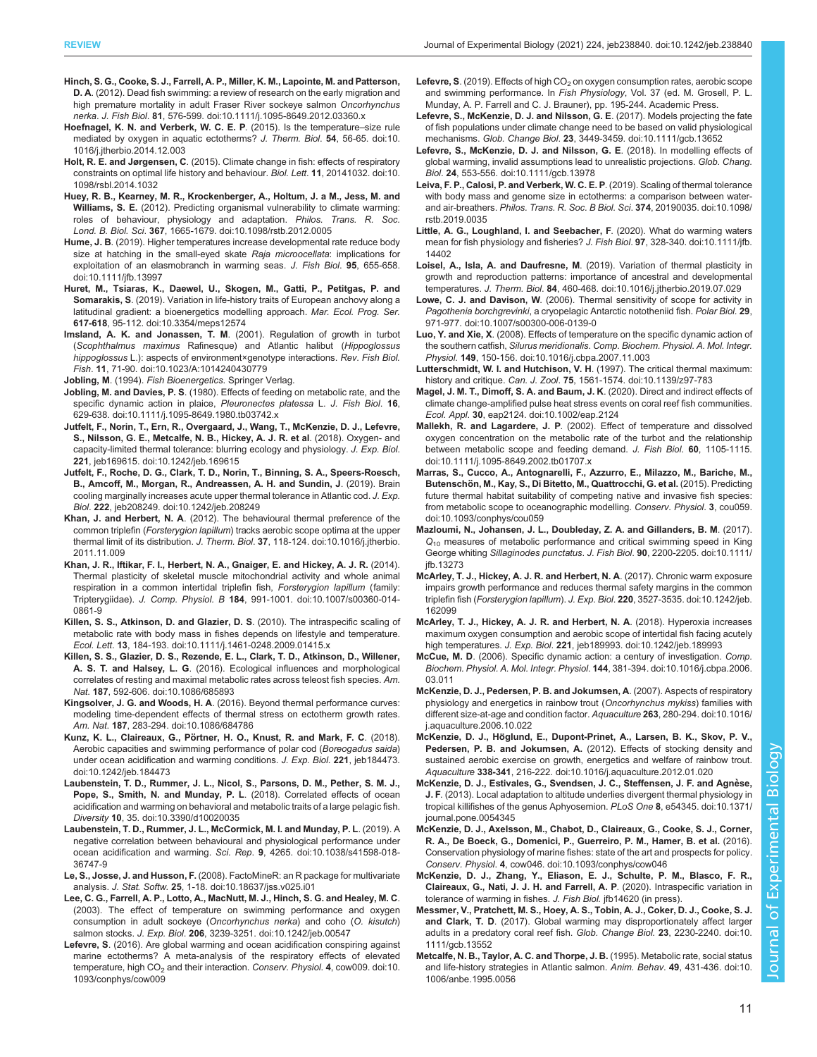**Hinch, S. G., Cooke, S. J., Farrell, A. P., Miller, K. M., Lapointe, M. and Patterson, D. A.** (2012). Dead fish swimming: a review of research on the early migration and high premature mortality in adult Fraser River sockeye salmon *Oncorhynchus nerka*. *J. Fish Biol*. **81**, 576-599. doi:10.1111/j.1095-8649.2012.03360.x

**Hoefnagel, K. N. and Verberk, W. C. E. P.** (2015). Is the temperature–size rule mediated by oxygen in aquatic ectotherms? *J. Therm. Biol*. **54**, 56-65. doi:10.1016/j.jtherbio.2014.12.003

**Holt, R. E. and Jørgensen, C.** (2015). Climate change in fish: effects of respiratory constraints on optimal life history and behaviour. *Biol. Lett*. **11**, 20141032. doi:10.1098/rsbl.2014.1032

**Huey, R. B., Kearney, M. R., Krockenberger, A., Holtum, J. a M., Jess, M. and Williams, S. E.** (2012). Predicting organismal vulnerability to climate warming: roles of behaviour, physiology and adaptation. *Philos. Trans. R. Soc. Lond. B. Biol. Sci*. **367**, 1665-1679. doi:10.1098/rstb.2012.0005

**Hume, J. B.** (2019). Higher temperatures increase developmental rate reduce body size at hatching in the small-eyed skate *Raja microocellata*: implications for exploitation of an elasmobranch in warming seas. *J. Fish Biol*. **95**, 655-658. doi:10.1111/jfb.13997

**Huret, M., Tsiaras, K., Daewel, U., Skogen, M., Gatti, P., Petitgas, P. and Somarakis, S.** (2019). Variation in life-history traits of European anchovy along a latitudinal gradient: a bioenergetics modelling approach. *Mar. Ecol. Prog. Ser*. **617-618**, 95-112. doi:10.3354/meps12574

**Imsland, A. K. and Jonassen, T. M.** (2001). Regulation of growth in turbot (*Scophthalmus maximus* Rafinesque) and Atlantic halibut (*Hippoglossus hippoglossus* L.): aspects of environment×genotype interactions. *Rev. Fish Biol. Fish*. **11**, 71-90. doi:10.1023/A:1014240430779

**Jobling, M.** (1994). *Fish Bioenergetics*. Springer Verlag.

**Jobling, M. and Davies, P. S.** (1980). Effects of feeding on metabolic rate, and the specific dynamic action in plaice, *Pleuronectes platessa* L. *J. Fish Biol*. **16**, 629-638. doi:10.1111/j.1095-8649.1980.tb03742.x

**Jutfelt, F., Norin, T., Ern, R., Overgaard, J., Wang, T., McKenzie, D. J., Lefevre, S., Nilsson, G. E., Metcalfe, N. B., Hickey, A. J. R. et al.** (2018). Oxygen- and capacity-limited thermal tolerance: blurring ecology and physiology. *J. Exp. Biol*. **221**, jeb169615. doi:10.1242/jeb.169615

**Jutfelt, F., Roche, D. G., Clark, T. D., Norin, T., Binning, S. A., Speers-Roesch, B., Amcoff, M., Morgan, R., Andreassen, A. H. and Sundin, J.** (2019). Brain cooling marginally increases acute upper thermal tolerance in Atlantic cod. *J. Exp. Biol*. **222**, jeb208249. doi:10.1242/jeb.208249

**Khan, J. and Herbert, N. A.** (2012). The behavioural thermal preference of the common triplefin (*Forsterygion lapillum*) tracks aerobic scope optima at the upper thermal limit of its distribution. *J. Therm. Biol*. **37**, 118-124. doi:10.1016/j.jtherbio.2011.11.009

**Khan, J. R., Iftikar, F. I., Herbert, N. A., Gnaiger, E. and Hickey, A. J. R.** (2014). Thermal plasticity of skeletal muscle mitochondrial activity and whole animal respiration in a common intertidal triplefin fish, *Forsterygion lapillum* (family: Tripterygiidae). *J. Comp. Physiol. B* **184**, 991-1001. doi:10.1007/s00360-014-0861-9

**Killen, S. S., Atkinson, D. and Glazier, D. S.** (2010). The intraspecific scaling of metabolic rate with body mass in fishes depends on lifestyle and temperature. *Ecol. Lett*. **13**, 184-193. doi:10.1111/j.1461-0248.2009.01415.x

**Killen, S. S., Glazier, D. S., Rezende, E. L., Clark, T. D., Atkinson, D., Willener, A. S. T. and Halsey, L. G.** (2016). Ecological influences and morphological correlates of resting and maximal metabolic rates across teleost fish species. *Am. Nat*. **187**, 592-606. doi:10.1086/685893

**Kingsolver, J. G. and Woods, H. A.** (2016). Beyond thermal performance curves: modeling time-dependent effects of thermal stress on ectotherm growth rates. *Am. Nat*. **187**, 283-294. doi:10.1086/684786

**Kunz, K. L., Claireaux, G., Pörtner, H. O., Knust, R. and Mark, F. C.** (2018). Aerobic capacities and swimming performance of polar cod (*Boreogadus saida*) under ocean acidification and warming conditions. *J. Exp. Biol*. **221**, jeb184473. doi:10.1242/jeb.184473

**Laubenstein, T. D., Rummer, J. L., Nicol, S., Parsons, D. M., Pether, S. M. J., Pope, S., Smith, N. and Munday, P. L.** (2018). Correlated effects of ocean acidification and warming on behavioral and metabolic traits of a large pelagic fish. *Diversity* **10**, 35. doi:10.3390/d10020035

**Laubenstein, T. D., Rummer, J. L., McCormick, M. I. and Munday, P. L.** (2019). A negative correlation between behavioural and physiological performance under ocean acidification and warming. *Sci. Rep*. **9**, 4265. doi:10.1038/s41598-018-36747-9

**Le, S., Josse, J. and Husson, F.** (2008). FactoMineR: an R package for multivariate analysis. *J. Stat. Softw*. **25**, 1-18. doi:10.18637/jss.v025.i01

**Lee, C. G., Farrell, A. P., Lotto, A., MacNutt, M. J., Hinch, S. G. and Healey, M. C.** (2003). The effect of temperature on swimming performance and oxygen consumption in adult sockeye (*Oncorhynchus nerka*) and coho (*O. kisutch*) salmon stocks. *J. Exp. Biol*. **206**, 3239-3251. doi:10.1242/jeb.00547

**Lefevre, S.** (2016). Are global warming and ocean acidification conspiring against marine ectotherms? A meta-analysis of the respiratory effects of elevated temperature, high $CO_2$ and their interaction. *Conserv. Physiol*. **4**, cow009. doi:10.1093/conphys/cow009

**Lefevre, S.** (2019). Effects of high $CO_2$ on oxygen consumption rates, aerobic scope and swimming performance. In *Fish Physiology*, Vol. 37 (ed. M. Grosell, P. L. Munday, A. P. Farrell and C. J. Brauner), pp. 195-244. Academic Press.

**Lefevre, S., McKenzie, D. J. and Nilsson, G. E.** (2017). Models projecting the fate of fish populations under climate change need to be based on valid physiological mechanisms. *Glob. Change Biol*. **23**, 3449-3459. doi:10.1111/gcb.13652

**Lefevre, S., McKenzie, D. J. and Nilsson, G. E.** (2018). In modelling effects of global warming, invalid assumptions lead to unrealistic projections. *Glob. Chang. Biol*. **24**, 553-556. doi:10.1111/gcb.13978

**Leiva, F. P., Calosi, P. and Verberk, W. C. E. P.** (2019). Scaling of thermal tolerance with body mass and genome size in ectotherms: a comparison between water- and air-breathers. *Philos. Trans. R. Soc. B Biol. Sci*. **374**, 20190035. doi:10.1098/rstb.2019.0035

**Little, A. G., Loughland, I. and Seebacher, F.** (2020). What do warming waters mean for fish physiology and fisheries? *J. Fish Biol*. **97**, 328-340. doi:10.1111/jfb.14402

**Loisel, A., Isla, A. and Daufresne, M.** (2019). Variation of thermal plasticity in growth and reproduction patterns: importance of ancestral and developmental temperatures. *J. Therm. Biol*. **84**, 460-468. doi:10.1016/j.jtherbio.2019.07.029

**Lowe, C. J. and Davison, W.** (2006). Thermal sensitivity of scope for activity in *Pagothenia borchgrevinki*, a cryopelagic Antarctic nototheniid fish. *Polar Biol*. **29**, 971-977. doi:10.1007/s00300-006-0139-0

**Luo, Y. and Xie, X.** (2008). Effects of temperature on the specific dynamic action of the southern catfish, *Silurus meridionalis*. *Comp. Biochem. Physiol. A. Mol. Integr. Physiol*. **149**, 150-156. doi:10.1016/j.cbpa.2007.11.003

**Lutterschmidt, W. I. and Hutchison, V. H.** (1997). The critical thermal maximum: history and critique. *Can. J. Zool*. **75**, 1561-1574. doi:10.1139/z97-783

**Magel, J. M. T., Dimoff, S. A. and Baum, J. K.** (2020). Direct and indirect effects of climate change-amplified pulse heat stress events on coral reef fish communities. *Ecol. Appl*. **30**, eap2124. doi:10.1002/eap.2124

**Mallekh, R. and Lagardere, J. P.** (2002). Effect of temperature and dissolved oxygen concentration on the metabolic rate of the turbot and the relationship between metabolic scope and feeding demand. *J. Fish Biol*. **60**, 1105-1115. doi:10.1111/j.1095-8649.2002.tb01707.x

**Marras, S., Cucco, A., Antognarelli, F., Azzurro, E., Milazzo, M., Bariche, M., Butenschön, M., Kay, S., Di Bitetto, M., Quattrocchi, G. et al.** (2015). Predicting future thermal habitat suitability of competing native and invasive fish species: from metabolic scope to oceanographic modelling. *Conserv. Physiol*. **3**, cou059. doi:10.1093/conphys/cou059

**Mazloumi, N., Johansen, J. L., Doubleday, Z. A. and Gillanders, B. M.** (2017). $Q_{10}$ measures of metabolic performance and critical swimming speed in King George whiting *Sillaginodes punctatus*. *J. Fish Biol*. **90**, 2200-2205. doi:10.1111/jfb.13273

**McArley, T. J., Hickey, A. J. R. and Herbert, N. A.** (2017). Chronic warm exposure impairs growth performance and reduces thermal safety margins in the common triplefin fish (*Forsterygion lapillum*). *J. Exp. Biol*. **220**, 3527-3535. doi:10.1242/jeb.162099

**McArley, T. J., Hickey, A. J. R. and Herbert, N. A.** (2018). Hyperoxia increases maximum oxygen consumption and aerobic scope of intertidal fish facing acutely high temperatures. *J. Exp. Biol*. **221**, jeb189993. doi:10.1242/jeb.189993

**McCue, M. D.** (2006). Specific dynamic action: a century of investigation. *Comp. Biochem. Physiol. A. Mol. Integr. Physiol*. **144**, 381-394. doi:10.1016/j.cbpa.2006.03.011

**McKenzie, D. J., Pedersen, P. B. and Jokumsen, A.** (2007). Aspects of respiratory physiology and energetics in rainbow trout (*Oncorhynchus mykiss*) families with different size-at-age and condition factor. *Aquaculture* **263**, 280-294. doi:10.1016/j.aquaculture.2006.10.022

**McKenzie, D. J., Höglund, E., Dupont-Prinet, A., Larsen, B. K., Skov, P. V., Pedersen, P. B. and Jokumsen, A.** (2012). Effects of stocking density and sustained aerobic exercise on growth, energetics and welfare of rainbow trout. *Aquaculture* **338-341**, 216-222. doi:10.1016/j.aquaculture.2012.01.020

**McKenzie, D. J., Estivales, G., Svendsen, J. C., Steffensen, J. F. and Agnèse, J. F.** (2013). Local adaptation to altitude underlies divergent thermal physiology in tropical killifishes of the genus Aphyosemion. *PLoS One* **8**, e54345. doi:10.1371/journal.pone.0054345

**McKenzie, D. J., Axelsson, M., Chabot, D., Claireaux, G., Cooke, S. J., Corner, R. A., De Boeck, G., Domenici, P., Guerreiro, P. M., Hamer, B. et al.** (2016). Conservation physiology of marine fishes: state of the art and prospects for policy. *Conserv. Physiol*. **4**, cow046. doi:10.1093/conphys/cow046

**McKenzie, D. J., Zhang, Y., Eliason, E. J., Schulte, P. M., Blasco, F. R., Claireaux, G., Nati, J. J. H. and Farrell, A. P.** (2020). Intraspecific variation in tolerance of warming in fishes. *J. Fish Biol*. jfb14620 (in press).

**Messmer, V., Pratchett, M. S., Hoey, A. S., Tobin, A. J., Coker, D. J., Cooke, S. J. and Clark, T. D.** (2017). Global warming may disproportionately affect larger adults in a predatory coral reef fish. *Glob. Change Biol*. **23**, 2230-2240. doi:10.1111/gcb.13552

**Metcalfe, N. B., Taylor, A. C. and Thorpe, J. B.** (1995). Metabolic rate, social status and life-history strategies in Atlantic salmon. *Anim. Behav*. **49**, 431-436. doi:10.1006/anbe.1995.0056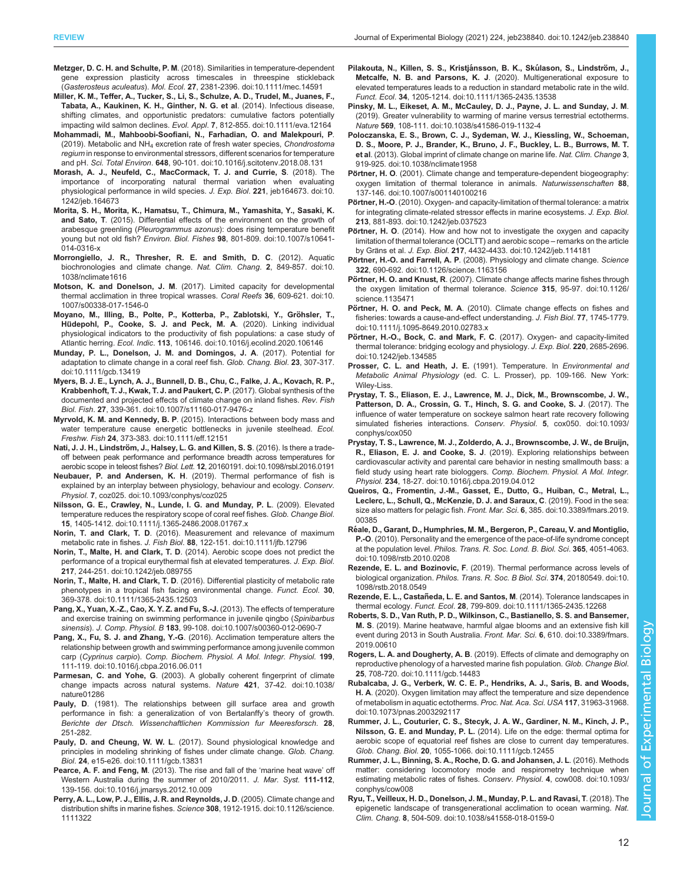**Metzger, D. C. H. and Schulte, P. M.** (2018). Similarities in temperature-dependent gene expression plasticity across timescales in threespine stickleback (*Gasterosteus aculeatus*). *Mol. Ecol.* **27**, 2381-2396. doi:10.1111/mec.14591

**Miller, K. M., Teffer, A., Tucker, S., Li, S., Schulze, A. D., Trudel, M., Juanes, F., Tabata, A., Kaukinen, K. H., Ginther, N. G. et al.** (2014). Infectious disease, shifting climates, and opportunistic predators: cumulative factors potentially impacting wild salmon declines. *Evol. Appl.* **7**, 812-855. doi:10.1111/eva.12164

**Mohammadi, M., Mahboobi-Soofiani, N., Farhadian, O. and Malekpouri, P.** (2019). Metabolic and $NH_4$ excretion rate of fresh water species, *Chondrostoma regium* in response to environmental stressors, different scenarios for temperature and pH. *Sci. Total Environ.* **648**, 90-101. doi:10.1016/j.scitotenv.2018.08.131

**Morash, A. J., Neufeld, C., MacCormack, T. J. and Currie, S.** (2018). The importance of incorporating natural thermal variation when evaluating physiological performance in wild species. *J. Exp. Biol.* **221**, jeb164673. doi:10.1242/jeb.164673

**Morita, S. H., Morita, K., Hamatsu, T., Chimura, M., Yamashita, Y., Sasaki, K. and Sato, T.** (2015). Differential effects of the environment on the growth of arabesque greenling (*Pleurogrammus azonus*): does rising temperature benefit young but not old fish? *Environ. Biol. Fishes* **98**, 801-809. doi:10.1007/s10641-014-0316-x

**Morrongiello, J. R., Thresher, R. E. and Smith, D. C.** (2012). Aquatic biochronologies and climate change. *Nat. Clim. Chang.* **2**, 849-857. doi:10.1038/nclimate1616

**Motson, K. and Donelson, J. M.** (2017). Limited capacity for developmental thermal acclimation in three tropical wrasses. *Coral Reefs* **36**, 609-621. doi:10.1007/s00338-017-1546-0

**Moyano, M., Illing, B., Polte, P., Kotterba, P., Zablotski, Y., Gröhsler, T., Hüdepohl, P., Cooke, S. J. and Peck, M. A.** (2020). Linking individual physiological indicators to the productivity of fish populations: a case study of Atlantic herring. *Ecol. Indic.* **113**, 106146. doi:10.1016/j.ecolind.2020.106146

**Munday, P. L., Donelson, J. M. and Domingos, J. A.** (2017). Potential for adaptation to climate change in a coral reef fish. *Glob. Chang. Biol.* **23**, 307-317. doi:10.1111/gcb.13419

**Myers, B. J. E., Lynch, A. J., Bunnell, D. B., Chu, C., Falke, J. A., Kovach, R. P., Krabbenhoft, T. J., Kwak, T. J. and Paukert, C. P.** (2017). Global synthesis of the documented and projected effects of climate change on inland fishes. *Rev. Fish Biol. Fish.* **27**, 339-361. doi:10.1007/s11160-017-9476-z

**Myrvold, K. M. and Kennedy, B. P.** (2015). Interactions between body mass and water temperature cause energetic bottlenecks in juvenile steelhead. *Ecol. Freshw. Fish* **24**, 373-383. doi:10.1111/eff.12151

**Nati, J. J. H., Lindström, J., Halsey, L. G. and Killen, S. S.** (2016). Is there a trade-off between peak performance and performance breadth across temperatures for aerobic scope in teleost fishes? *Biol. Lett.* **12**, 20160191. doi:10.1098/rsbl.2016.0191

**Neubauer, P. and Andersen, K. H.** (2019). Thermal performance of fish is explained by an interplay between physiology, behaviour and ecology. *Conserv. Physiol.* **7**, coz025. doi:10.1093/conphys/coz025

**Nilsson, G. E., Crawley, N., Lunde, I. G. and Munday, P. L.** (2009). Elevated temperature reduces the respiratory scope of coral reef fishes. *Glob. Change Biol.* **15**, 1405-1412. doi:10.1111/j.1365-2486.2008.01767.x

**Norin, T. and Clark, T. D.** (2016). Measurement and relevance of maximum metabolic rate in fishes. *J. Fish Biol.* **88**, 122-151. doi:10.1111/jfb.12796

**Norin, T., Malte, H. and Clark, T. D.** (2014). Aerobic scope does not predict the performance of a tropical eurythermal fish at elevated temperatures. *J. Exp. Biol.* **217**, 244-251. doi:10.1242/jeb.089755

**Norin, T., Malte, H. and Clark, T. D.** (2016). Differential plasticity of metabolic rate phenotypes in a tropical fish facing environmental change. *Funct. Ecol.* **30**, 369-378. doi:10.1111/1365-2435.12503

**Pang, X., Yuan, X.-Z., Cao, X. Y. Z. and Fu, S.-J.** (2013). The effects of temperature and exercise training on swimming performance in juvenile qingbo (*Spinibarbus sinensis*). *J. Comp. Physiol. B* **183**, 99-108. doi:10.1007/s00360-012-0690-7

**Pang, X., Fu, S. J. and Zhang, Y.-G.** (2016). Acclimation temperature alters the relationship between growth and swimming performance among juvenile common carp (*Cyprinus carpio*). *Comp. Biochem. Physiol. A Mol. Integr. Physiol.* **199**, 111-119. doi:10.1016/j.cbpa.2016.06.011

**Parmesan, C. and Yohe, G.** (2003). A globally coherent fingerprint of climate change impacts across natural systems. *Nature* **421**, 37-42. doi:10.1038/nature01286

**Pauly, D.** (1981). The relationships between gill surface area and growth performance in fish: a generalization of von Bertalanffy's theory of growth. *Berichte der Dtsch. Wissenschaftlichen Kommission fur Meeresforsch.* **28**, 251-282.

**Pauly, D. and Cheung, W. W. L.** (2017). Sound physiological knowledge and principles in modeling shrinking of fishes under climate change. *Glob. Chang. Biol.* **24**, e15-e26. doi:10.1111/gcb.13831

**Pearce, A. F. and Feng, M.** (2013). The rise and fall of the 'marine heat wave' off Western Australia during the summer of 2010/2011. *J. Mar. Syst.* **111-112**, 139-156. doi:10.1016/j.jmarsys.2012.10.009

**Perry, A. L., Low, P. J., Ellis, J. R. and Reynolds, J. D.** (2005). Climate change and distribution shifts in marine fishes. *Science* **308**, 1912-1915. doi:10.1126/science.1111322

**Pilakouta, N., Killen, S. S., Kristjánsson, B. K., Skúlason, S., Lindström, J., Metcalfe, N. B. and Parsons, K. J.** (2020). Multigenerational exposure to elevated temperatures leads to a reduction in standard metabolic rate in the wild. *Funct. Ecol.* **34**, 1205-1214. doi:10.1111/1365-2435.13538

**Pinsky, M. L., Eikeset, A. M., McCauley, D. J., Payne, J. L. and Sunday, J. M.** (2019). Greater vulnerability to warming of marine versus terrestrial ectotherms. *Nature* **569**, 108-111. doi:10.1038/s41586-019-1132-4

**Poloczanska, E. S., Brown, C. J., Sydeman, W. J., Kiessling, W., Schoeman, D. S., Moore, P. J., Brander, K., Bruno, J. F., Buckley, L. B., Burrows, M. T. et al.** (2013). Global imprint of climate change on marine life. *Nat. Clim. Change* **3**, 919-925. doi:10.1038/nclimate1958

**Pörtner, H. O.** (2001). Climate change and temperature-dependent biogeography: oxygen limitation of thermal tolerance in animals. *Naturwissenschaften* **88**, 137-146. doi:10.1007/s001140100216

**Pörtner, H.-O.** (2010). Oxygen- and capacity-limitation of thermal tolerance: a matrix for integrating climate-related stressor effects in marine ecosystems. *J. Exp. Biol.* **213**, 881-893. doi:10.1242/jeb.037523

**Pörtner, H. O.** (2014). How and how not to investigate the oxygen and capacity limitation of thermal tolerance (OCLTT) and aerobic scope – remarks on the article by Gräns et al. *J. Exp. Biol.* **217**, 4432-4433. doi:10.1242/jeb.114181

**Pörtner, H.-O. and Farrell, A. P.** (2008). Physiology and climate change. *Science* **322**, 690-692. doi:10.1126/science.1163156

**Pörtner, H. O. and Knust, R.** (2007). Climate change affects marine fishes through the oxygen limitation of thermal tolerance. *Science* **315**, 95-97. doi:10.1126/science.1135471

**Pörtner, H. O. and Peck, M. A.** (2010). Climate change effects on fishes and fisheries: towards a cause-and-effect understanding. *J. Fish Biol.* **77**, 1745-1779. doi:10.1111/j.1095-8649.2010.02783.x

**Pörtner, H.-O., Bock, C. and Mark, F. C.** (2017). Oxygen- and capacity-limited thermal tolerance: bridging ecology and physiology. *J. Exp. Biol.* **220**, 2685-2696. doi:10.1242/jeb.134585

**Prosser, C. L. and Heath, J. E.** (1991). Temperature. In *Environmental and Metabolic Animal Physiology* (ed. C. L. Prosser), pp. 109-166. New York: Wiley-Liss.

**Prystay, T. S., Eliason, E. J., Lawrence, M. J., Dick, M., Brownscombe, J. W., Patterson, D. A., Crossin, G. T., Hinch, S. G. and Cooke, S. J.** (2017). The influence of water temperature on sockeye salmon heart rate recovery following simulated fisheries interactions. *Conserv. Physiol.* **5**, cox050. doi:10.1093/conphys/cox050

**Prystay, T. S., Lawrence, M. J., Zolderdo, A. J., Brownscombe, J. W., de Bruijn, R., Eliason, E. J. and Cooke, S. J.** (2019). Exploring relationships between cardiovascular activity and parental care behavior in nesting smallmouth bass: a field study using heart rate biologgers. *Comp. Biochem. Physiol. A Mol. Integr. Physiol.* **234**, 18-27. doi:10.1016/j.cbpa.2019.04.012

**Queiros, Q., Fromentin, J.-M., Gasset, E., Dutto, G., Huiban, C., Metral, L., Leclerc, L., Schull, Q., McKenzie, D. J. and Saraux, C.** (2019). Food in the sea: size also matters for pelagic fish. *Front. Mar. Sci.* **6**, 385. doi:10.3389/fmars.2019.00385

**Réale, D., Garant, D., Humphries, M. M., Bergeron, P., Careau, V. and Montiglio, P.-O.** (2010). Personality and the emergence of the pace-of-life syndrome concept at the population level. *Philos. Trans. R. Soc. Lond. B. Biol. Sci.* **365**, 4051-4063. doi:10.1098/rstb.2010.0208

**Rezende, E. L. and Bozinovic, F.** (2019). Thermal performance across levels of biological organization. *Philos. Trans. R. Soc. B Biol. Sci.* **374**, 20180549. doi:10.1098/rstb.2018.0549

**Rezende, E. L., Castañeda, L. E. and Santos, M.** (2014). Tolerance landscapes in thermal ecology. *Funct. Ecol.* **28**, 799-809. doi:10.1111/1365-2435.12268

**Roberts, S. D., Van Ruth, P. D., Wilkinson, C., Bastianello, S. S. and Bansemer, M. S.** (2019). Marine heatwave, harmful algae blooms and an extensive fish kill event during 2013 in South Australia. *Front. Mar. Sci.* **6**, 610. doi:10.3389/fmars.2019.00610

**Rogers, L. A. and Dougherty, A. B.** (2019). Effects of climate and demography on reproductive phenology of a harvested marine fish population. *Glob. Change Biol.* **25**, 708-720. doi:10.1111/gcb.14483

**Rubalcaba, J. G., Verberk, W. C. E. P., Hendriks, A. J., Saris, B. and Woods, H. A.** (2020). Oxygen limitation may affect the temperature and size dependence of metabolism in aquatic ectotherms. *Proc. Nat. Aca. Sci. USA* **117**, 31963-31968. doi:10.1073/pnas.2003292117

**Rummer, J. L., Couturier, C. S., Stecyk, J. A. W., Gardiner, N. M., Kinch, J. P., Nilsson, G. E. and Munday, P. L.** (2014). Life on the edge: thermal optima for aerobic scope of equatorial reef fishes are close to current day temperatures. *Glob. Chang. Biol.* **20**, 1055-1066. doi:10.1111/gcb.12455

**Rummer, J. L., Binning, S. A., Roche, D. G. and Johansen, J. L.** (2016). Methods matter: considering locomotory mode and respirometry technique when estimating metabolic rates of fishes. *Conserv. Physiol.* **4**, cow008. doi:10.1093/conphys/cow008

**Ryu, T., Veilleux, H. D., Donelson, J. M., Munday, P. L. and Ravasi, T.** (2018). The epigenetic landscape of transgenerational acclimation to ocean warming. *Nat. Clim. Chang.* **8**, 504-509. doi:10.1038/s41558-018-0159-0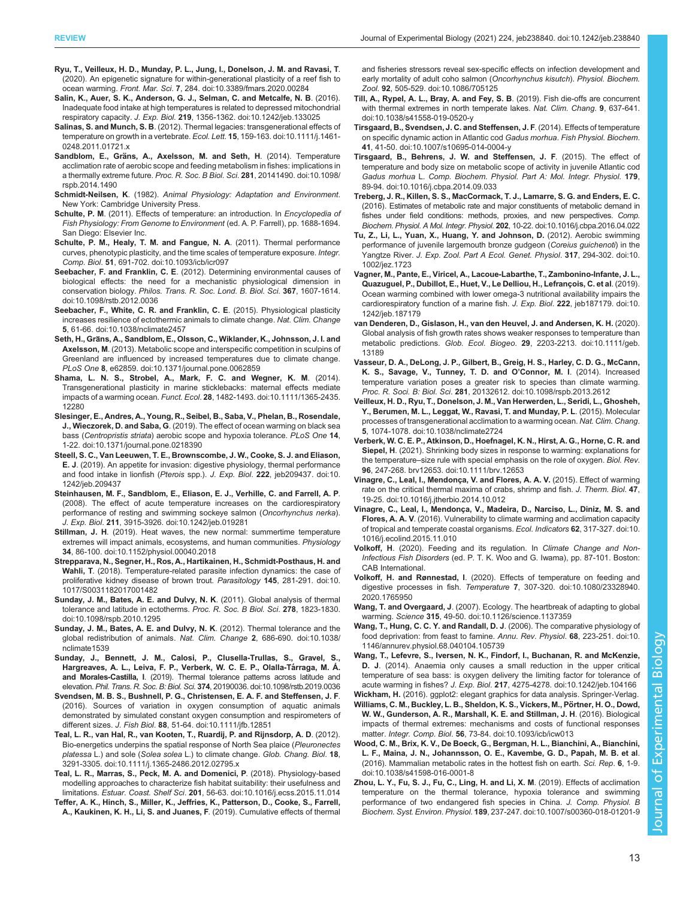**Ryu, T., Veilleux, H. D., Munday, P. L., Jung, I., Donelson, J. M. and Ravasi, T.** (2020). An epigenetic signature for within-generational plasticity of a reef fish to ocean warming. *Front. Mar. Sci*. **7**, 284. doi:10.3389/fmars.2020.00284

**Salin, K., Auer, S. K., Anderson, G. J., Selman, C. and Metcalfe, N. B.** (2016). Inadequate food intake at high temperatures is related to depressed mitochondrial respiratory capacity. *J. Exp. Biol*. **219**, 1356-1362. doi:10.1242/jeb.133025

**Salinas, S. and Munch, S. B.** (2012). Thermal legacies: transgenerational effects of temperature on growth in a vertebrate. *Ecol. Lett*. **15**, 159-163. doi:10.1111/j.1461-0248.2011.01721.x

**Sandblom, E., Gräns, A., Axelsson, M. and Seth, H.** (2014). Temperature acclimation rate of aerobic scope and feeding metabolism in fishes: implications in a thermally extreme future. *Proc. R. Soc. B Biol. Sci*. **281**, 20141490. doi:10.1098/rspb.2014.1490

**Schmidt-Neilsen, K.** (1982). *Animal Physiology: Adaptation and Environment*. New York: Cambridge University Press.

**Schulte, P. M.** (2011). Effects of temperature: an introduction. In *Encyclopedia of Fish Physiology: From Genome to Environment* (ed. A. P. Farrell), pp. 1688-1694. San Diego: Elsevier Inc.

**Schulte, P. M., Healy, T. M. and Fangue, N. A.** (2011). Thermal performance curves, phenotypic plasticity, and the time scales of temperature exposure. *Integr. Comp. Biol*. **51**, 691-702. doi:10.1093/icb/icr097

**Seebacher, F. and Franklin, C. E.** (2012). Determining environmental causes of biological effects: the need for a mechanistic physiological dimension in conservation biology. *Philos. Trans. R. Soc. Lond. B. Biol. Sci*. **367**, 1607-1614. doi:10.1098/rstb.2012.0036

**Seebacher, F., White, C. R. and Franklin, C. E.** (2015). Physiological plasticity increases resilience of ectothermic animals to climate change. *Nat. Clim. Change* **5**, 61-66. doi:10.1038/nclimate2457

**Seth, H., Gräns, A., Sandblom, E., Olsson, C., Wiklander, K., Johnsson, J. I. and Axelsson, M.** (2013). Metabolic scope and interspecific competition in sculpins of Greenland are influenced by increased temperatures due to climate change. *PLoS One* **8**, e62859. doi:10.1371/journal.pone.0062859

**Shama, L. N. S., Strobel, A., Mark, F. C. and Wegner, K. M.** (2014). Transgenerational plasticity in marine sticklebacks: maternal effects mediate impacts of a warming ocean. *Funct. Ecol*. **28**, 1482-1493. doi:10.1111/1365-2435.12280

**Slesinger, E., Andres, A., Young, R., Seibel, B., Saba, V., Phelan, B., Rosendale, J., Wieczorek, D. and Saba, G.** (2019). The effect of ocean warming on black sea bass (*Centropristis striata*) aerobic scope and hypoxia tolerance. *PLoS One* **14**, 1-22. doi:10.1371/journal.pone.0218390

**Steell, S. C., Van Leeuwen, T. E., Brownscombe, J. W., Cooke, S. J. and Eliason, E. J.** (2019). An appetite for invasion: digestive physiology, thermal performance and food intake in lionfish (*Pterois* spp.). *J. Exp. Biol*. **222**, jeb209437. doi:10.1242/jeb.209437

**Steinhausen, M. F., Sandblom, E., Eliason, E. J., Verhille, C. and Farrell, A. P.** (2008). The effect of acute temperature increases on the cardiorespiratory performance of resting and swimming sockeye salmon (*Oncorhynchus nerka*). *J. Exp. Biol*. **211**, 3915-3926. doi:10.1242/jeb.019281

**Stillman, J. H.** (2019). Heat waves, the new normal: summertime temperature extremes will impact animals, ecosystems, and human communities. *Physiology* **34**, 86-100. doi:10.1152/physiol.00040.2018

**Strepparava, N., Segner, H., Ros, A., Hartikainen, H., Schmidt-Posthaus, H. and Wahli, T.** (2018). Temperature-related parasite infection dynamics: the case of proliferative kidney disease of brown trout. *Parasitology* **145**, 281-291. doi:10.1017/S0031182017001482

**Sunday, J. M., Bates, A. E. and Dulvy, N. K.** (2011). Global analysis of thermal tolerance and latitude in ectotherms. *Proc. R. Soc. B Biol. Sci*. **278**, 1823-1830. doi:10.1098/rspb.2010.1295

**Sunday, J. M., Bates, A. E. and Dulvy, N. K.** (2012). Thermal tolerance and the global redistribution of animals. *Nat. Clim. Change* **2**, 686-690. doi:10.1038/nclimate1539

**Sunday, J., Bennett, J. M., Calosi, P., Clusella-Trullas, S., Gravel, S., Hargreaves, A. L., Leiva, F. P., Verberk, W. C. E. P., Olalla-Tárraga, M. Á. and Morales-Castilla, I.** (2019). Thermal tolerance patterns across latitude and elevation. *Phil. Trans. R. Soc. B: Biol. Sci*. **374**, 20190036. doi:10.1098/rstb.2019.0036

**Svendsen, M. B. S., Bushnell, P. G., Christensen, E. A. F. and Steffensen, J. F.** (2016). Sources of variation in oxygen consumption of aquatic animals demonstrated by simulated constant oxygen consumption and respirometers of different sizes. *J. Fish Biol*. **88**, 51-64. doi:10.1111/jfb.12851

**Teal, L. R., van Hal, R., van Kooten, T., Ruardij, P. and Rijnsdorp, A. D.** (2012). Bio-energetics underpins the spatial response of North Sea plaice (*Pleuronectes platessa* L.) and sole (*Solea solea* L.) to climate change. *Glob. Chang. Biol*. **18**, 3291-3305. doi:10.1111/j.1365-2486.2012.02795.x

**Teal, L. R., Marras, S., Peck, M. A. and Domenici, P.** (2018). Physiology-based modelling approaches to characterize fish habitat suitability: their usefulness and limitations. *Estuar. Coast. Shelf Sci*. **201**, 56-63. doi:10.1016/j.ecss.2015.11.014

**Teffer, A. K., Hinch, S., Miller, K., Jeffries, K., Patterson, D., Cooke, S., Farrell, A., Kaukinen, K. H., Li, S. and Juanes, F.** (2019). Cumulative effects of thermal and fisheries stressors reveal sex-specific effects on infection development and early mortality of adult coho salmon (*Oncorhynchus kisutch*). *Physiol. Biochem. Zool*. **92**, 505-529. doi:10.1086/705125

**Till, A., Rypel, A. L., Bray, A. and Fey, S. B.** (2019). Fish die-offs are concurrent with thermal extremes in north temperate lakes. *Nat. Clim. Chang*. **9**, 637-641. doi:10.1038/s41558-019-0520-y

**Tirsgaard, B., Svendsen, J. C. and Steffensen, J. F.** (2014). Effects of temperature on specific dynamic action in Atlantic cod *Gadus morhua*. *Fish Physiol. Biochem*. **41**, 41-50. doi:10.1007/s10695-014-0004-y

**Tirsgaard, B., Behrens, J. W. and Steffensen, J. F.** (2015). The effect of temperature and body size on metabolic scope of activity in juvenile Atlantic cod *Gadus morhua* L. *Comp. Biochem. Physiol. Part A: Mol. Integr. Physiol*. **179**, 89-94. doi:10.1016/j.cbpa.2014.09.033

**Treberg, J. R., Killen, S. S., MacCormack, T. J., Lamarre, S. G. and Enders, E. C.** (2016). Estimates of metabolic rate and major constituents of metabolic demand in fishes under field conditions: methods, proxies, and new perspectives. *Comp. Biochem. Physiol. A Mol. Integr. Physiol*. **202**, 10-22. doi:10.1016/j.cbpa.2016.04.022

**Tu, Z., Li, L., Yuan, X., Huang, Y. and Johnson, D.** (2012). Aerobic swimming performance of juvenile largemouth bronze gudgeon (*Coreius guichenoti*) in the Yangtze River. *J. Exp. Zool. Part A Ecol. Genet. Physiol*. **317**, 294-302. doi:10.1002/jez.1723

**Vagner, M., Pante, E., Viricel, A., Lacoue-Labarthe, T., Zambonino-Infante, J. L., Quazuguel, P., Dubillot, E., Huet, V., Le Delliou, H., Lefrançois, C. et al.** (2019). Ocean warming combined with lower omega-3 nutritional availability impairs the cardiorespiratory function of a marine fish. *J. Exp. Biol*. **222**, jeb187179. doi:10.1242/jeb.187179

**van Denderen, D., Gislason, H., van den Heuvel, J. and Andersen, K. H.** (2020). Global analysis of fish growth rates shows weaker responses to temperature than metabolic predictions. *Glob. Ecol. Biogeo*. **29**, 2203-2213. doi:10.1111/geb.13189

**Vasseur, D. A., DeLong, J. P., Gilbert, B., Greig, H. S., Harley, C. D. G., McCann, K. S., Savage, V., Tunney, T. D. and O'Connor, M. I.** (2014). Increased temperature variation poses a greater risk to species than climate warming. *Proc. R. Soci. B: Biol. Sci*. **281**, 20132612. doi:10.1098/rspb.2013.2612

**Veilleux, H. D., Ryu, T., Donelson, J. M., Van Herwerden, L., Seridi, L., Ghosheh, Y., Berumen, M. L., Leggat, W., Ravasi, T. and Munday, P. L.** (2015). Molecular processes of transgenerational acclimation to a warming ocean. *Nat. Clim. Chang*. **5**, 1074-1078. doi:10.1038/nclimate2724

**Verberk, W. C. E. P., Atkinson, D., Hoefnagel, K. N., Hirst, A. G., Horne, C. R. and Siepel, H.** (2021). Shrinking body sizes in response to warming: explanations for the temperature–size rule with special emphasis on the role of oxygen. *Biol. Rev*. **96**, 247-268. brv12653. doi:10.1111/brv.12653

**Vinagre, C., Leal, I., Mendonça, V. and Flores, A. A. V.** (2015). Effect of warming rate on the critical thermal maxima of crabs, shrimp and fish. *J. Therm. Biol*. **47**, 19-25. doi:10.1016/j.jtherbio.2014.10.012

**Vinagre, C., Leal, I., Mendonça, V., Madeira, D., Narciso, L., Diniz, M. S. and Flores, A. A. V.** (2016). Vulnerability to climate warming and acclimation capacity of tropical and temperate coastal organisms. *Ecol. Indicators* **62**, 317-327. doi:10.1016/j.ecolind.2015.11.010

**Volkoff, H.** (2020). Feeding and its regulation. In *Climate Change and Non-Infectious Fish Disorders* (ed. P. T. K. Woo and G. Iwama), pp. 87-101. Boston: CAB International.

**Volkoff, H. and Rønnestad, I.** (2020). Effects of temperature on feeding and digestive processes in fish. *Temperature* **7**, 307-320. doi:10.1080/23328940.2020.1765950

**Wang, T. and Overgaard, J.** (2007). Ecology. The heartbreak of adapting to global warming. *Science* **315**, 49-50. doi:10.1126/science.1137359

**Wang, T., Hung, C. C. Y. and Randall, D. J.** (2006). The comparative physiology of food deprivation: from feast to famine. *Annu. Rev. Physiol*. **68**, 223-251. doi:10.1146/annurev.physiol.68.040104.105739

**Wang, T., Lefevre, S., Iversen, N. K., Findorf, I., Buchanan, R. and McKenzie, D. J.** (2014). Anaemia only causes a small reduction in the upper critical temperature of sea bass: is oxygen delivery the limiting factor for tolerance of acute warming in fishes? *J. Exp. Biol*. **217**, 4275-4278. doi:10.1242/jeb.104166

**Wickham, H.** (2016). ggplot2: elegant graphics for data analysis. Springer-Verlag.

**Williams, C. M., Buckley, L. B., Sheldon, K. S., Vickers, M., Pörtner, H. O., Dowd, W. W., Gunderson, A. R., Marshall, K. E. and Stillman, J. H.** (2016). Biological impacts of thermal extremes: mechanisms and costs of functional responses matter. *Integr. Comp. Biol*. **56**, 73-84. doi:10.1093/icb/icw013

**Wood, C. M., Brix, K. V., De Boeck, G., Bergman, H. L., Bianchini, A., Bianchini, L. F., Maina, J. N., Johannsson, O. E., Kavembe, G. D., Papah, M. B. et al.** (2016). Mammalian metabolic rates in the hottest fish on earth. *Sci. Rep*. **6**, 1-9. doi:10.1038/s41598-016-0001-8

**Zhou, L. Y., Fu, S. J., Fu, C., Ling, H. and Li, X. M.** (2019). Effects of acclimation temperature on the thermal tolerance, hypoxia tolerance and swimming performance of two endangered fish species in China. *J. Comp. Physiol. B Biochem. Syst. Environ. Physiol*. **189**, 237-247. doi:10.1007/s00360-018-01201-9